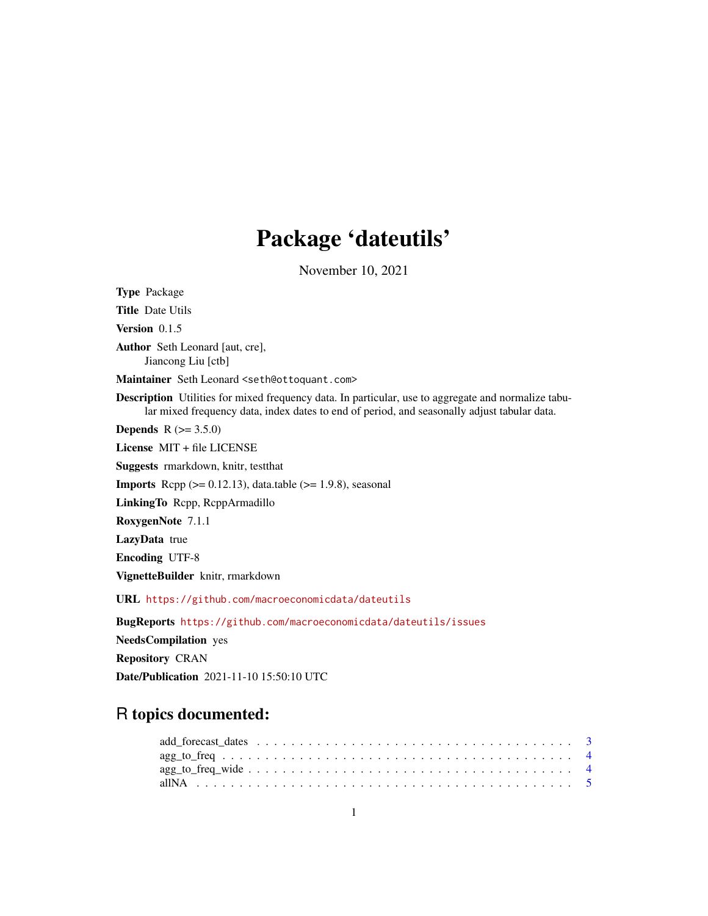# Package 'dateutils'

November 10, 2021

**Type** Package

**Title** Date Utils

**Version** 0.1.5

**Author** Seth Leonard [aut, cre],
Jiancong Liu [ctb]

**Maintainer** Seth Leonard <seth@ottoquant.com>

**Description** Utilities for mixed frequency data. In particular, use to aggregate and normalize tabular mixed frequency data, index dates to end of period, and seasonally adjust tabular data.

**Depends** R (>= 3.5.0)

**License** MIT + file LICENSE

**Suggests** rmarkdown, knitr, testthat

**Imports** Rcpp (>= 0.12.13), data.table (>= 1.9.8), seasonal

**LinkingTo** Rcpp, RcppArmadillo

**RoxygenNote** 7.1.1

**LazyData** true

**Encoding** UTF-8

**VignetteBuilder** knitr, rmarkdown

**URL** https://github.com/macroeconomicdata/dateutils

**BugReports** https://github.com/macroeconomicdata/dateutils/issues

**NeedsCompilation** yes

**Repository** CRAN

**Date/Publication** 2021-11-10 15:50:10 UTC

## R topics documented:

- add_forecast_dates . . . . . . . . . . . . . . . . . . . . . . . . . . . . . . . . . . 3
- agg_to_freq . . . . . . . . . . . . . . . . . . . . . . . . . . . . . . . . . . . . . . . 4
- agg_to_freq_wide . . . . . . . . . . . . . . . . . . . . . . . . . . . . . . . . . . . . 4
- allNA . . . . . . . . . . . . . . . . . . . . . . . . . . . . . . . . . . . . . . . . . . . 5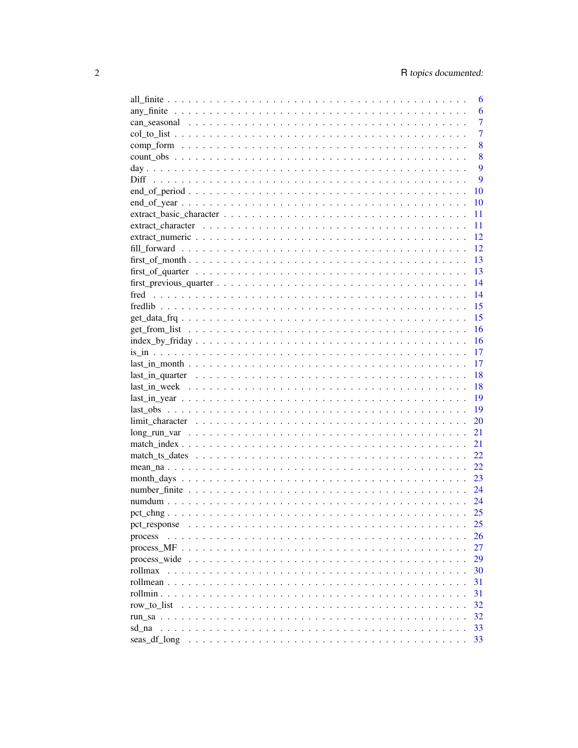all_finite . . . . . . . . . . . . . . . . . . . . . . . . . . . . . . . . . . . . . . . . . . 6
any_finite . . . . . . . . . . . . . . . . . . . . . . . . . . . . . . . . . . . . . . . . . . 6
can_seasonal . . . . . . . . . . . . . . . . . . . . . . . . . . . . . . . . . . . . . . . . 7
col_to_list . . . . . . . . . . . . . . . . . . . . . . . . . . . . . . . . . . . . . . . . . . 7
comp_form . . . . . . . . . . . . . . . . . . . . . . . . . . . . . . . . . . . . . . . . . 8
count_obs . . . . . . . . . . . . . . . . . . . . . . . . . . . . . . . . . . . . . . . . . . 8
day . . . . . . . . . . . . . . . . . . . . . . . . . . . . . . . . . . . . . . . . . . . . . 9
Diff . . . . . . . . . . . . . . . . . . . . . . . . . . . . . . . . . . . . . . . . . . . . . 9
end_of_period . . . . . . . . . . . . . . . . . . . . . . . . . . . . . . . . . . . . . . . 10
end_of_year . . . . . . . . . . . . . . . . . . . . . . . . . . . . . . . . . . . . . . . . 10
extract_basic_character . . . . . . . . . . . . . . . . . . . . . . . . . . . . . . . . . 11
extract_character . . . . . . . . . . . . . . . . . . . . . . . . . . . . . . . . . . . . 11
extract_numeric . . . . . . . . . . . . . . . . . . . . . . . . . . . . . . . . . . . . . 12
fill_forward . . . . . . . . . . . . . . . . . . . . . . . . . . . . . . . . . . . . . . . . 12
first_of_month . . . . . . . . . . . . . . . . . . . . . . . . . . . . . . . . . . . . . . 13
first_of_quarter . . . . . . . . . . . . . . . . . . . . . . . . . . . . . . . . . . . . . . 13
first_previous_quarter . . . . . . . . . . . . . . . . . . . . . . . . . . . . . . . . . . 14
fred . . . . . . . . . . . . . . . . . . . . . . . . . . . . . . . . . . . . . . . . . . . . . 14
fredlib . . . . . . . . . . . . . . . . . . . . . . . . . . . . . . . . . . . . . . . . . . . 15
get_data_frq . . . . . . . . . . . . . . . . . . . . . . . . . . . . . . . . . . . . . . . 15
get_from_list . . . . . . . . . . . . . . . . . . . . . . . . . . . . . . . . . . . . . . . 16
index_by_friday . . . . . . . . . . . . . . . . . . . . . . . . . . . . . . . . . . . . . 16
is_in . . . . . . . . . . . . . . . . . . . . . . . . . . . . . . . . . . . . . . . . . . . . 17
last_in_month . . . . . . . . . . . . . . . . . . . . . . . . . . . . . . . . . . . . . . . 17
last_in_quarter . . . . . . . . . . . . . . . . . . . . . . . . . . . . . . . . . . . . . . 18
last_in_week . . . . . . . . . . . . . . . . . . . . . . . . . . . . . . . . . . . . . . . 18
last_in_year . . . . . . . . . . . . . . . . . . . . . . . . . . . . . . . . . . . . . . . . 19
last_obs . . . . . . . . . . . . . . . . . . . . . . . . . . . . . . . . . . . . . . . . . . 19
limit_character . . . . . . . . . . . . . . . . . . . . . . . . . . . . . . . . . . . . . . 20
long_run_var . . . . . . . . . . . . . . . . . . . . . . . . . . . . . . . . . . . . . . . 21
match_index . . . . . . . . . . . . . . . . . . . . . . . . . . . . . . . . . . . . . . . . 21
match_ts_dates . . . . . . . . . . . . . . . . . . . . . . . . . . . . . . . . . . . . . . 22
mean_na . . . . . . . . . . . . . . . . . . . . . . . . . . . . . . . . . . . . . . . . . . 22
month_days . . . . . . . . . . . . . . . . . . . . . . . . . . . . . . . . . . . . . . . . 23
number_finite . . . . . . . . . . . . . . . . . . . . . . . . . . . . . . . . . . . . . . . 24
numdum . . . . . . . . . . . . . . . . . . . . . . . . . . . . . . . . . . . . . . . . . . 24
pct_chng . . . . . . . . . . . . . . . . . . . . . . . . . . . . . . . . . . . . . . . . . . 25
pct_response . . . . . . . . . . . . . . . . . . . . . . . . . . . . . . . . . . . . . . . 25
process . . . . . . . . . . . . . . . . . . . . . . . . . . . . . . . . . . . . . . . . . . . 26
process_MF . . . . . . . . . . . . . . . . . . . . . . . . . . . . . . . . . . . . . . . . 27
process_wide . . . . . . . . . . . . . . . . . . . . . . . . . . . . . . . . . . . . . . . 29
rollmax . . . . . . . . . . . . . . . . . . . . . . . . . . . . . . . . . . . . . . . . . . 30
rollmean . . . . . . . . . . . . . . . . . . . . . . . . . . . . . . . . . . . . . . . . . . 31
rollmin . . . . . . . . . . . . . . . . . . . . . . . . . . . . . . . . . . . . . . . . . . . 31
row_to_list . . . . . . . . . . . . . . . . . . . . . . . . . . . . . . . . . . . . . . . . . 32
run_sa . . . . . . . . . . . . . . . . . . . . . . . . . . . . . . . . . . . . . . . . . . . 32
sd_na . . . . . . . . . . . . . . . . . . . . . . . . . . . . . . . . . . . . . . . . . . . . 33
seas_df_long . . . . . . . . . . . . . . . . . . . . . . . . . . . . . . . . . . . . . . . 33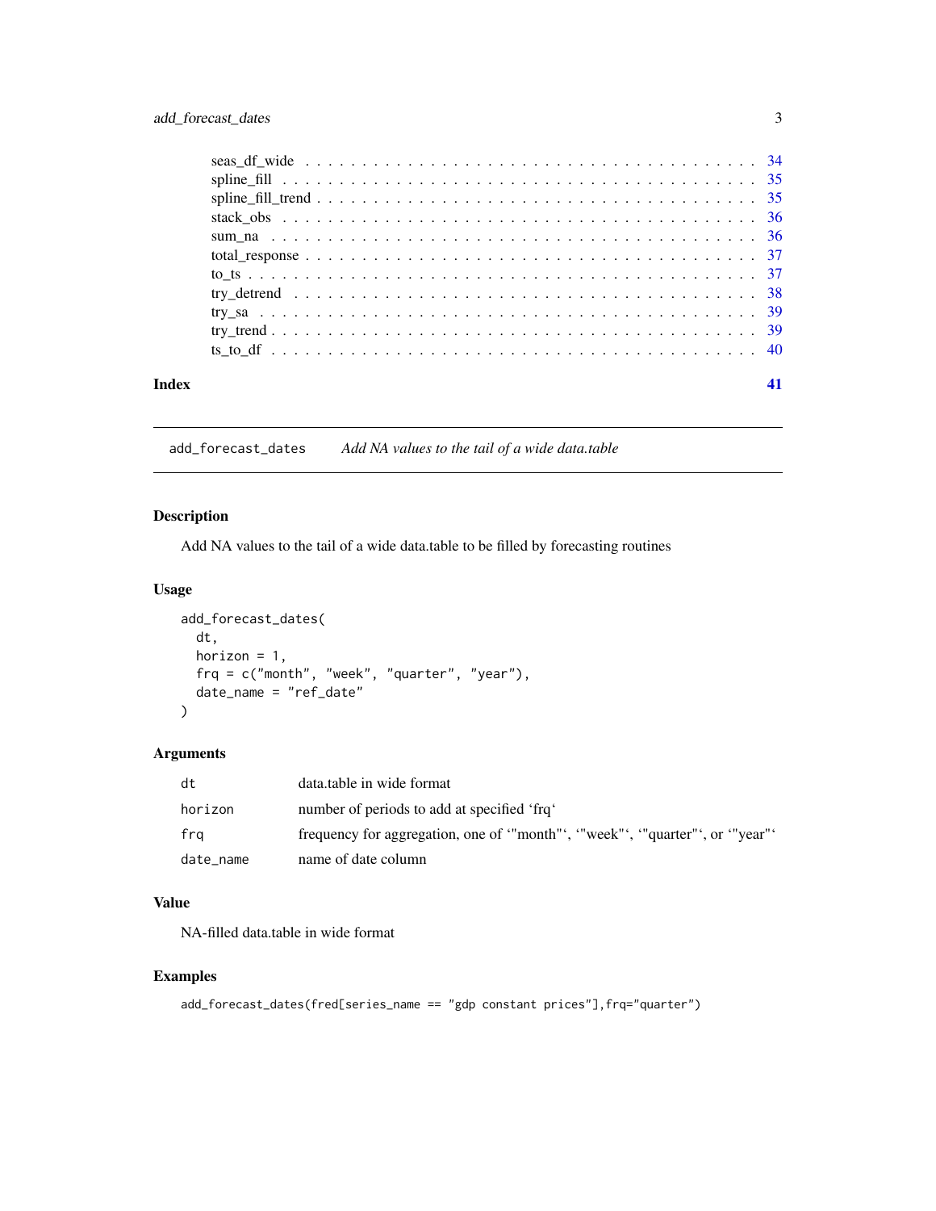| | |
|---|---|
| seas_df_wide | 34 |
| spline_fill | 35 |
| spline_fill_trend | 35 |
| stack_obs | 36 |
| sum_na | 36 |
| total_response | 37 |
| to_ts | 37 |
| try_detrend | 38 |
| try_sa | 39 |
| try_trend | 39 |
| ts_to_df | 40 |

**Index** **41**

---

## add_forecast_dates — *Add NA values to the tail of a wide data.table*

### Description

Add NA values to the tail of a wide data.table to be filled by forecasting routines

### Usage

```
add_forecast_dates(
  dt,
  horizon = 1,
  frq = c("month", "week", "quarter", "year"),
  date_name = "ref_date"
)
```

### Arguments

| | |
|---|---|
| `dt` | data.table in wide format |
| `horizon` | number of periods to add at specified ‘frq‘ |
| `frq` | frequency for aggregation, one of ‘"month"‘, ‘"week"‘, ‘"quarter"‘, or ‘"year"‘ |
| `date_name` | name of date column |

### Value

NA-filled data.table in wide format

### Examples

```
add_forecast_dates(fred[series_name == "gdp constant prices"],frq="quarter")
```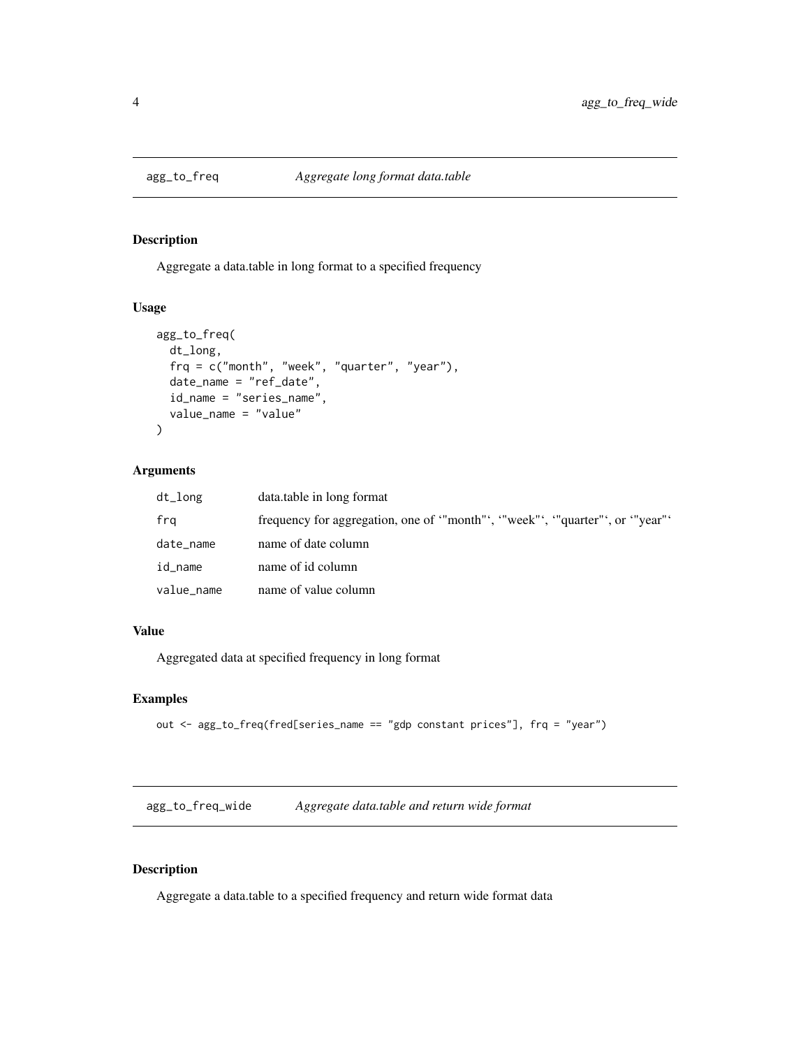## agg_to_freq — *Aggregate long format data.table*

### Description

Aggregate a data.table in long format to a specified frequency

### Usage

```
agg_to_freq(
  dt_long,
  frq = c("month", "week", "quarter", "year"),
  date_name = "ref_date",
  id_name = "series_name",
  value_name = "value"
)
```

### Arguments

| | |
|---|---|
| dt_long | data.table in long format |
| frq | frequency for aggregation, one of '"month"', '"week"', '"quarter"', or '"year"' |
| date_name | name of date column |
| id_name | name of id column |
| value_name | name of value column |

### Value

Aggregated data at specified frequency in long format

### Examples

```
out <- agg_to_freq(fred[series_name == "gdp constant prices"], frq = "year")
```

## agg_to_freq_wide — *Aggregate data.table and return wide format*

### Description

Aggregate a data.table to a specified frequency and return wide format data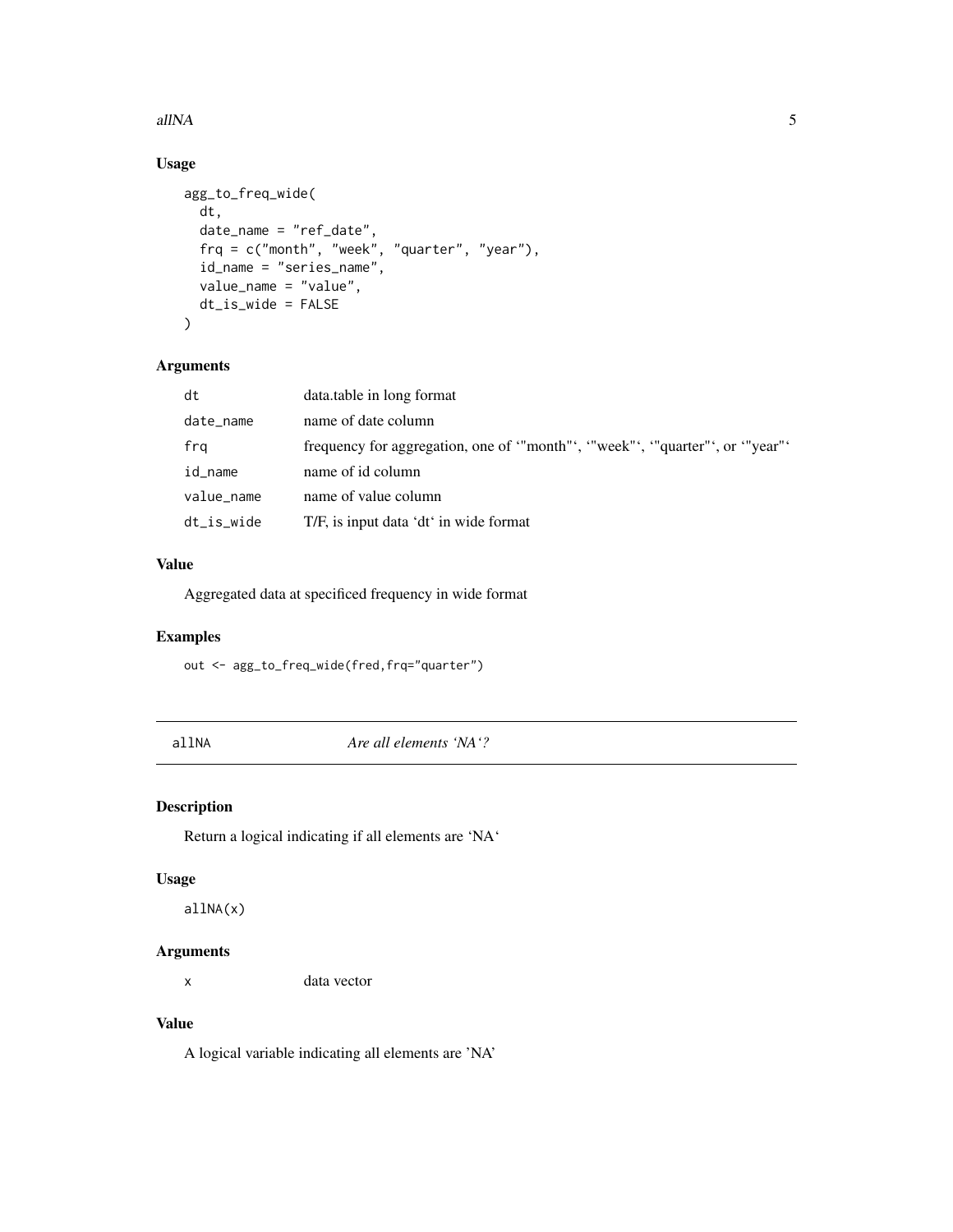## Usage

```
agg_to_freq_wide(
  dt,
  date_name = "ref_date",
  frq = c("month", "week", "quarter", "year"),
  id_name = "series_name",
  value_name = "value",
  dt_is_wide = FALSE
)
```

## Arguments

| | |
|---|---|
| dt | data.table in long format |
| date_name | name of date column |
| frq | frequency for aggregation, one of ‘"month"‘, ‘"week"‘, ‘"quarter"‘, or ‘"year"‘ |
| id_name | name of id column |
| value_name | name of value column |
| dt_is_wide | T/F, is input data ‘dt‘ in wide format |

## Value

Aggregated data at specificed frequency in wide format

## Examples

```
out <- agg_to_freq_wide(fred,frq="quarter")
```

---

# allNA *Are all elements ‘NA‘?*

---

## Description

Return a logical indicating if all elements are ‘NA‘

## Usage

```
allNA(x)
```

## Arguments

| | |
|---|---|
| x | data vector |

## Value

A logical variable indicating all elements are ’NA’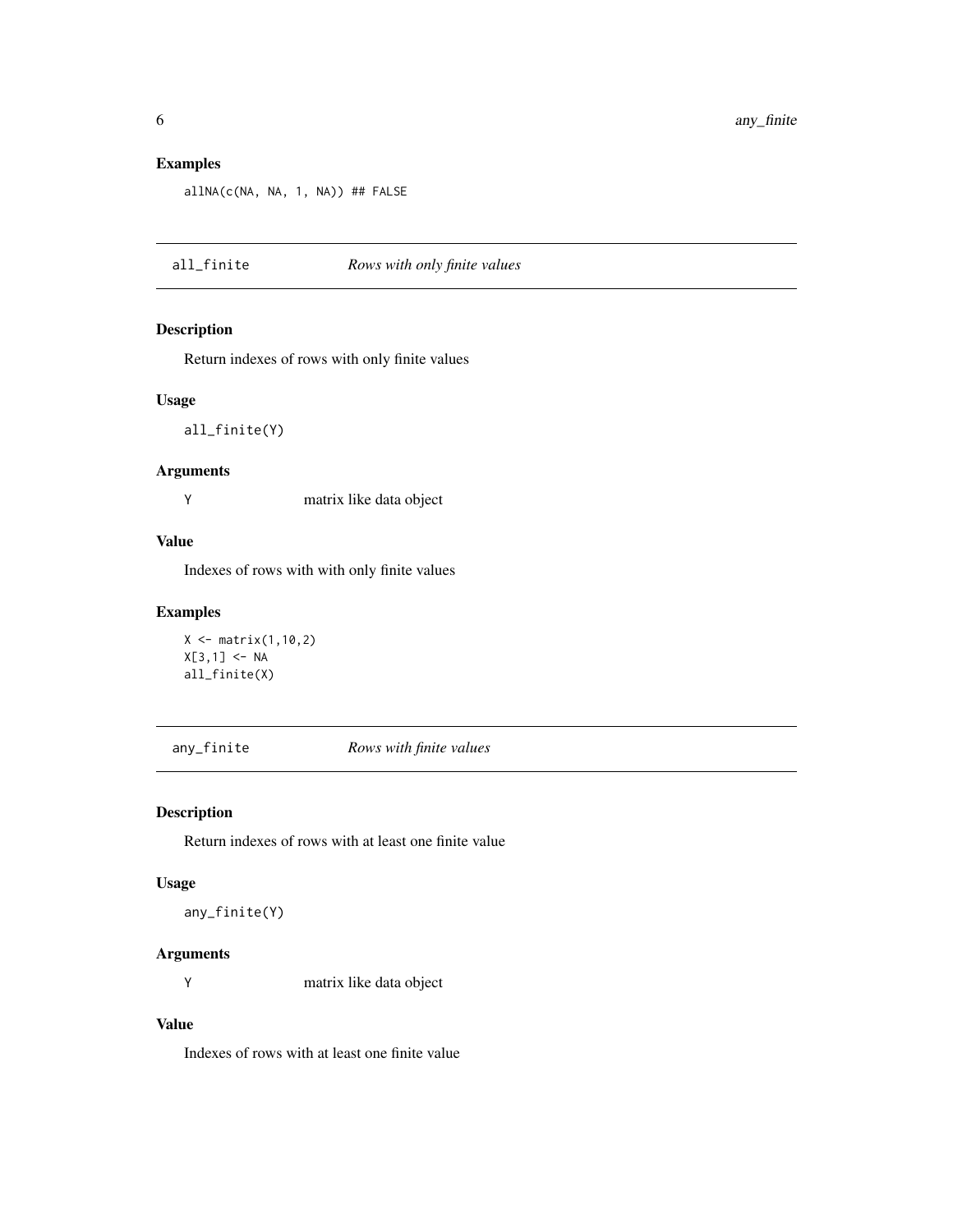## Examples

```
allNA(c(NA, NA, 1, NA)) ## FALSE
```

---

## all_finite — *Rows with only finite values*

### Description

Return indexes of rows with only finite values

### Usage

```
all_finite(Y)
```

### Arguments

| | |
|---|---|
| Y | matrix like data object |

### Value

Indexes of rows with with only finite values

### Examples

```
X <- matrix(1,10,2)
X[3,1] <- NA
all_finite(X)
```

---

## any_finite — *Rows with finite values*

### Description

Return indexes of rows with at least one finite value

### Usage

```
any_finite(Y)
```

### Arguments

| | |
|---|---|
| Y | matrix like data object |

### Value

Indexes of rows with at least one finite value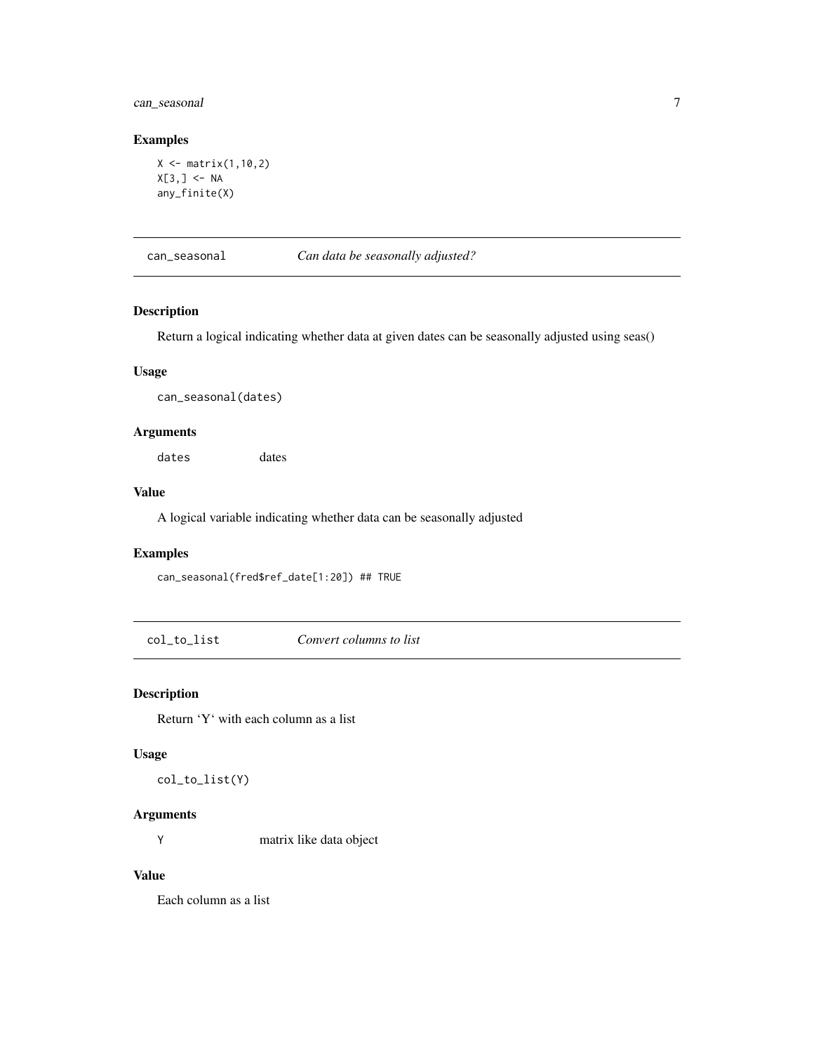### Examples

```
X <- matrix(1,10,2)
X[3,] <- NA
any_finite(X)
```

---

## can_seasonal — *Can data be seasonally adjusted?*

### Description

Return a logical indicating whether data at given dates can be seasonally adjusted using seas()

### Usage

```
can_seasonal(dates)
```

### Arguments

| | |
|---|---|
| dates | dates |

### Value

A logical variable indicating whether data can be seasonally adjusted

### Examples

```
can_seasonal(fred$ref_date[1:20]) ## TRUE
```

---

## col_to_list — *Convert columns to list*

### Description

Return 'Y' with each column as a list

### Usage

```
col_to_list(Y)
```

### Arguments

| | |
|---|---|
| Y | matrix like data object |

### Value

Each column as a list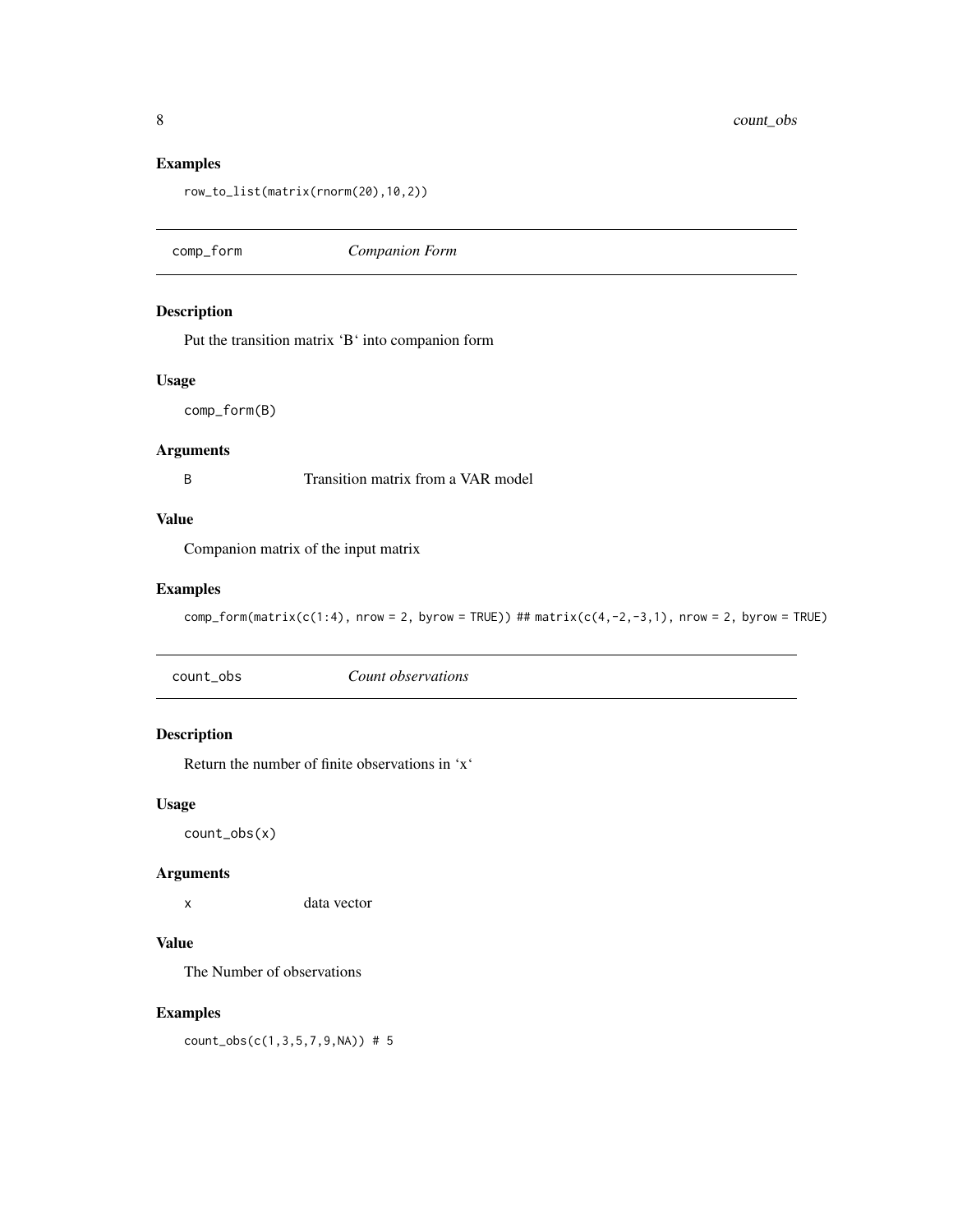### Examples

```
row_to_list(matrix(rnorm(20),10,2))
```

---

## comp_form — *Companion Form*

### Description

Put the transition matrix 'B' into companion form

### Usage

```
comp_form(B)
```

### Arguments

| | |
|---|---|
| B | Transition matrix from a VAR model |

### Value

Companion matrix of the input matrix

### Examples

```
comp_form(matrix(c(1:4), nrow = 2, byrow = TRUE)) ## matrix(c(4,-2,-3,1), nrow = 2, byrow = TRUE)
```

---

## count_obs — *Count observations*

### Description

Return the number of finite observations in 'x'

### Usage

```
count_obs(x)
```

### Arguments

| | |
|---|---|
| x | data vector |

### Value

The Number of observations

### Examples

```
count_obs(c(1,3,5,7,9,NA)) # 5
```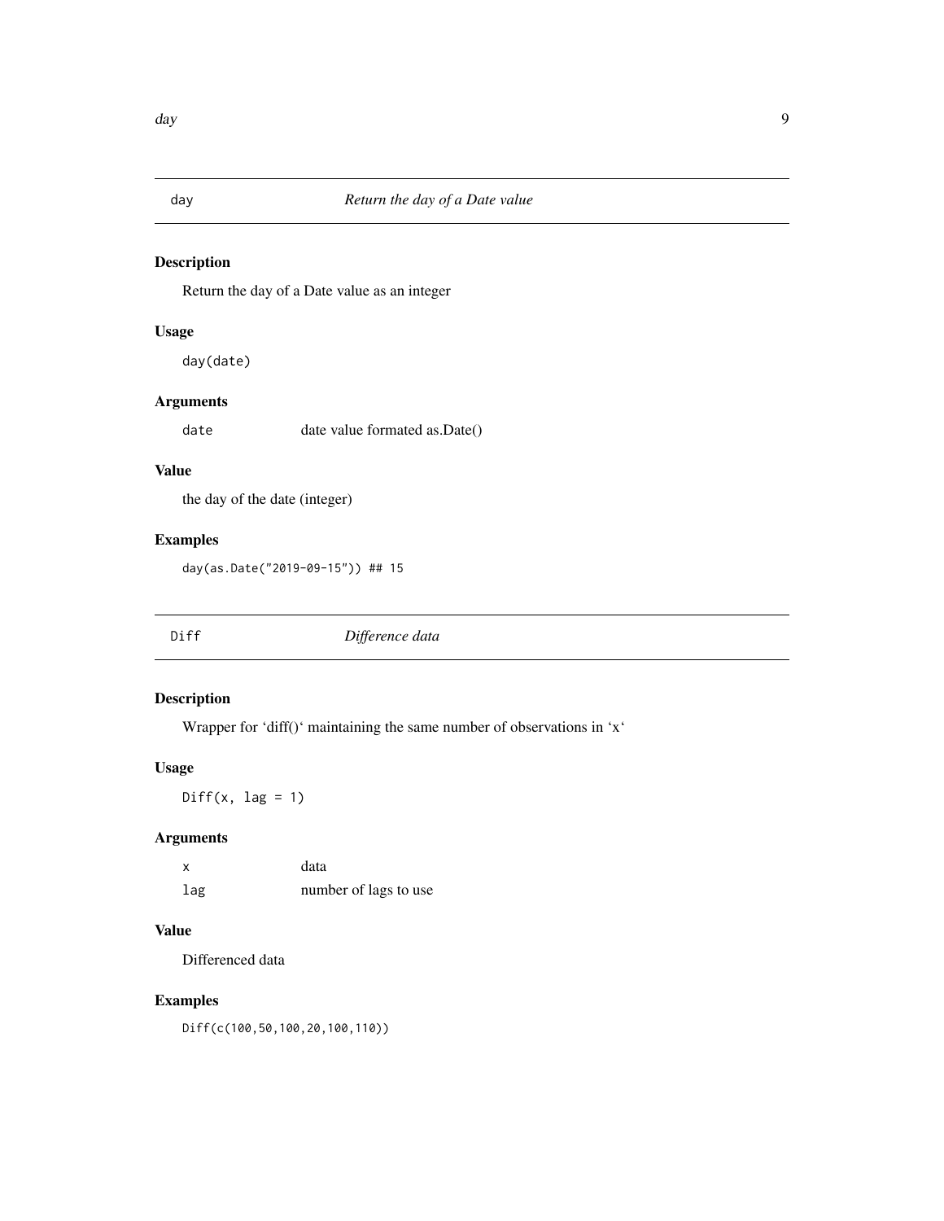## day — *Return the day of a Date value*

### Description

Return the day of a Date value as an integer

### Usage

```
day(date)
```

### Arguments

| | |
|---|---|
| `date` | date value formated as.Date() |

### Value

the day of the date (integer)

### Examples

```
day(as.Date("2019-09-15")) ## 15
```

## Diff — *Difference data*

### Description

Wrapper for ‘diff()‘ maintaining the same number of observations in ‘x‘

### Usage

```
Diff(x, lag = 1)
```

### Arguments

| | |
|---|---|
| `x` | data |
| `lag` | number of lags to use |

### Value

Differenced data

### Examples

```
Diff(c(100,50,100,20,100,110))
```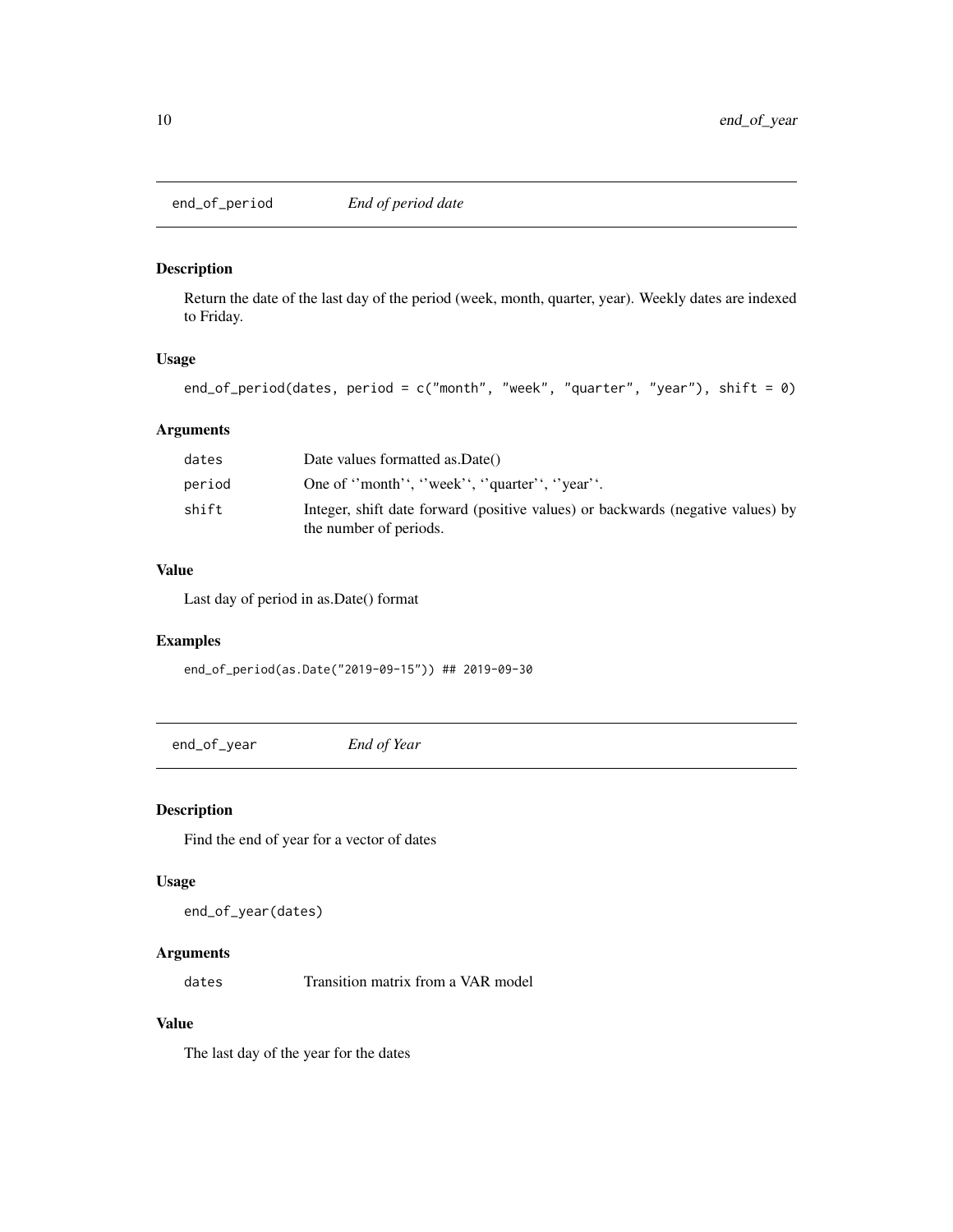## end_of_period *End of period date*

### Description

Return the date of the last day of the period (week, month, quarter, year). Weekly dates are indexed to Friday.

### Usage

```
end_of_period(dates, period = c("month", "week", "quarter", "year"), shift = 0)
```

### Arguments

| | |
|---|---|
| dates | Date values formatted as.Date() |
| period | One of ''month'', ''week'', ''quarter'', ''year''. |
| shift | Integer, shift date forward (positive values) or backwards (negative values) by the number of periods. |

### Value

Last day of period in as.Date() format

### Examples

```
end_of_period(as.Date("2019-09-15")) ## 2019-09-30
```

## end_of_year *End of Year*

### Description

Find the end of year for a vector of dates

### Usage

```
end_of_year(dates)
```

### Arguments

| | |
|---|---|
| dates | Transition matrix from a VAR model |

### Value

The last day of the year for the dates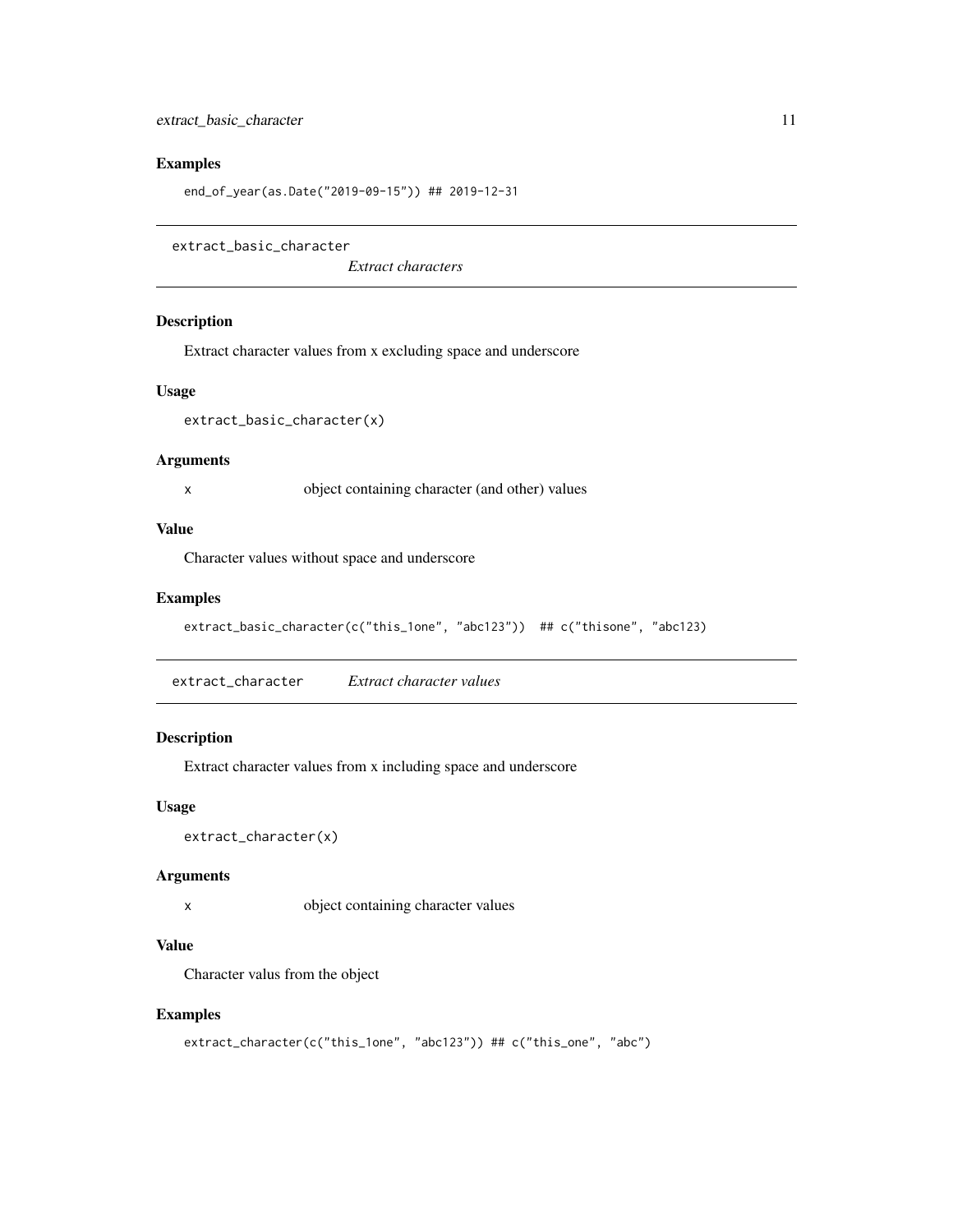### Examples

```
end_of_year(as.Date("2019-09-15")) ## 2019-12-31
```

## extract_basic_character    *Extract characters*

### Description

Extract character values from x excluding space and underscore

### Usage

```
extract_basic_character(x)
```

### Arguments

| | |
|---|---|
| x | object containing character (and other) values |

### Value

Character values without space and underscore

### Examples

```
extract_basic_character(c("this_1one", "abc123"))  ## c("thisone", "abc123)
```

## extract_character    *Extract character values*

### Description

Extract character values from x including space and underscore

### Usage

```
extract_character(x)
```

### Arguments

| | |
|---|---|
| x | object containing character values |

### Value

Character valus from the object

### Examples

```
extract_character(c("this_1one", "abc123")) ## c("this_one", "abc")
```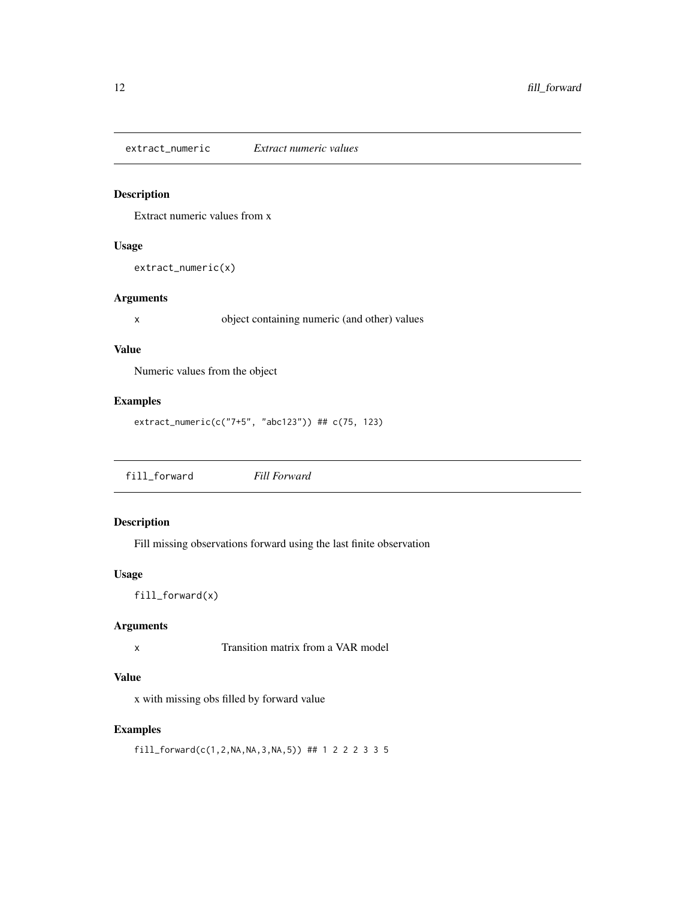## extract_numeric *Extract numeric values*

### Description

Extract numeric values from x

### Usage

```
extract_numeric(x)
```

### Arguments

| | |
|---|---|
| x | object containing numeric (and other) values |

### Value

Numeric values from the object

### Examples

```
extract_numeric(c("7+5", "abc123")) ## c(75, 123)
```

## fill_forward *Fill Forward*

### Description

Fill missing observations forward using the last finite observation

### Usage

```
fill_forward(x)
```

### Arguments

| | |
|---|---|
| x | Transition matrix from a VAR model |

### Value

x with missing obs filled by forward value

### Examples

```
fill_forward(c(1,2,NA,NA,3,NA,5)) ## 1 2 2 2 3 3 5
```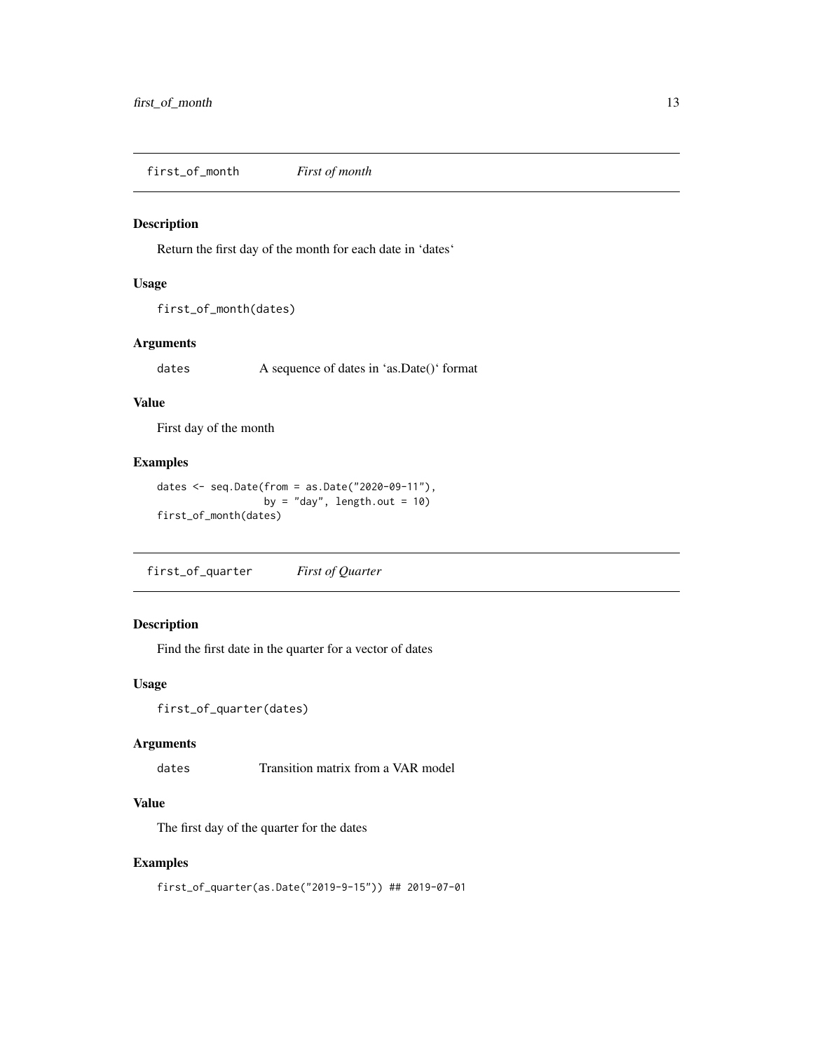## first_of_month — *First of month*

### Description

Return the first day of the month for each date in ‘dates‘

### Usage

```
first_of_month(dates)
```

### Arguments

| | |
|---|---|
| dates | A sequence of dates in ‘as.Date()‘ format |

### Value

First day of the month

### Examples

```
dates <- seq.Date(from = as.Date("2020-09-11"),
                  by = "day", length.out = 10)
first_of_month(dates)
```

## first_of_quarter — *First of Quarter*

### Description

Find the first date in the quarter for a vector of dates

### Usage

```
first_of_quarter(dates)
```

### Arguments

| | |
|---|---|
| dates | Transition matrix from a VAR model |

### Value

The first day of the quarter for the dates

### Examples

```
first_of_quarter(as.Date("2019-9-15")) ## 2019-07-01
```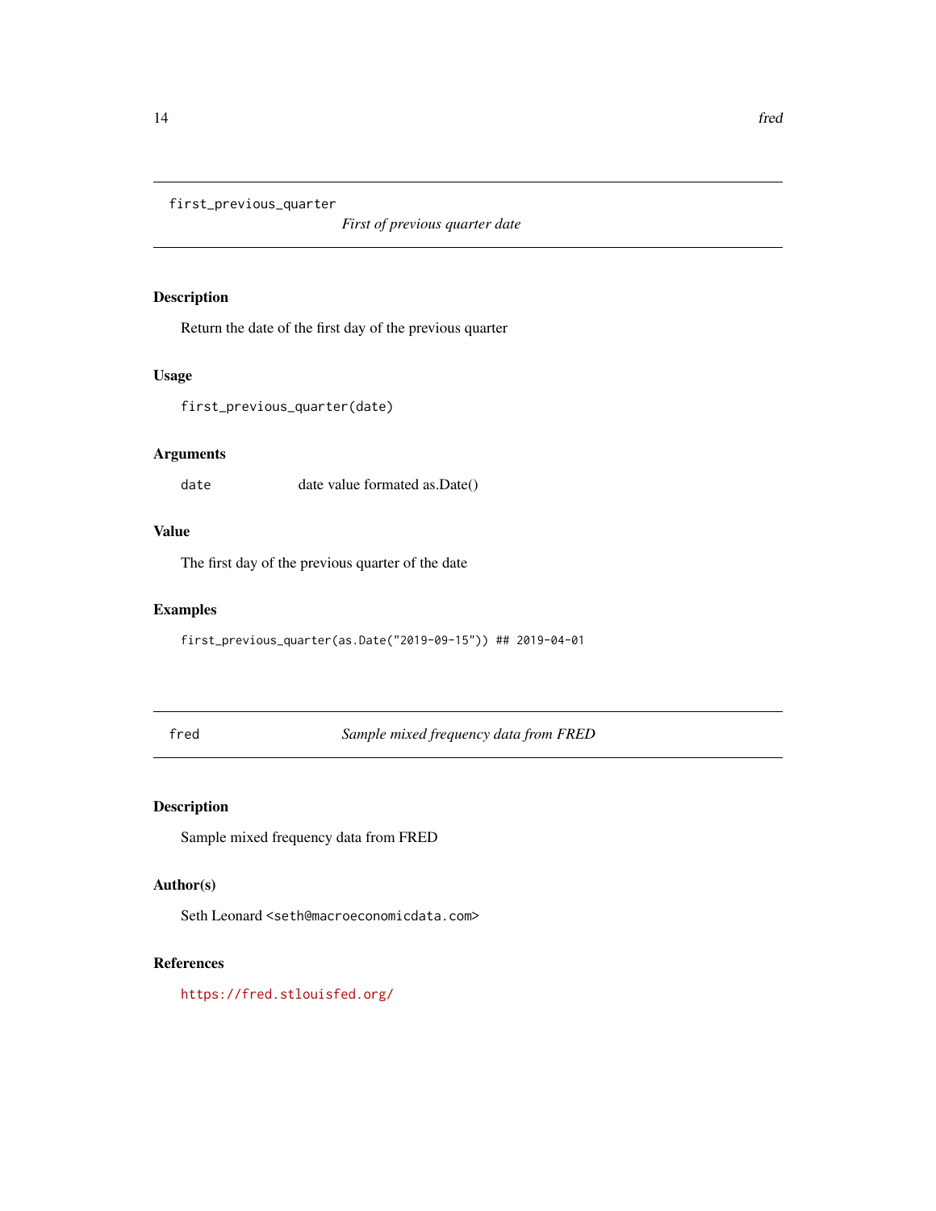## first_previous_quarter

*First of previous quarter date*

### Description

Return the date of the first day of the previous quarter

### Usage

```
first_previous_quarter(date)
```

### Arguments

| | |
|---|---|
| date | date value formated as.Date() |

### Value

The first day of the previous quarter of the date

### Examples

```
first_previous_quarter(as.Date("2019-09-15")) ## 2019-04-01
```

## fred

*Sample mixed frequency data from FRED*

### Description

Sample mixed frequency data from FRED

### Author(s)

Seth Leonard <seth@macroeconomicdata.com>

### References

https://fred.stlouisfed.org/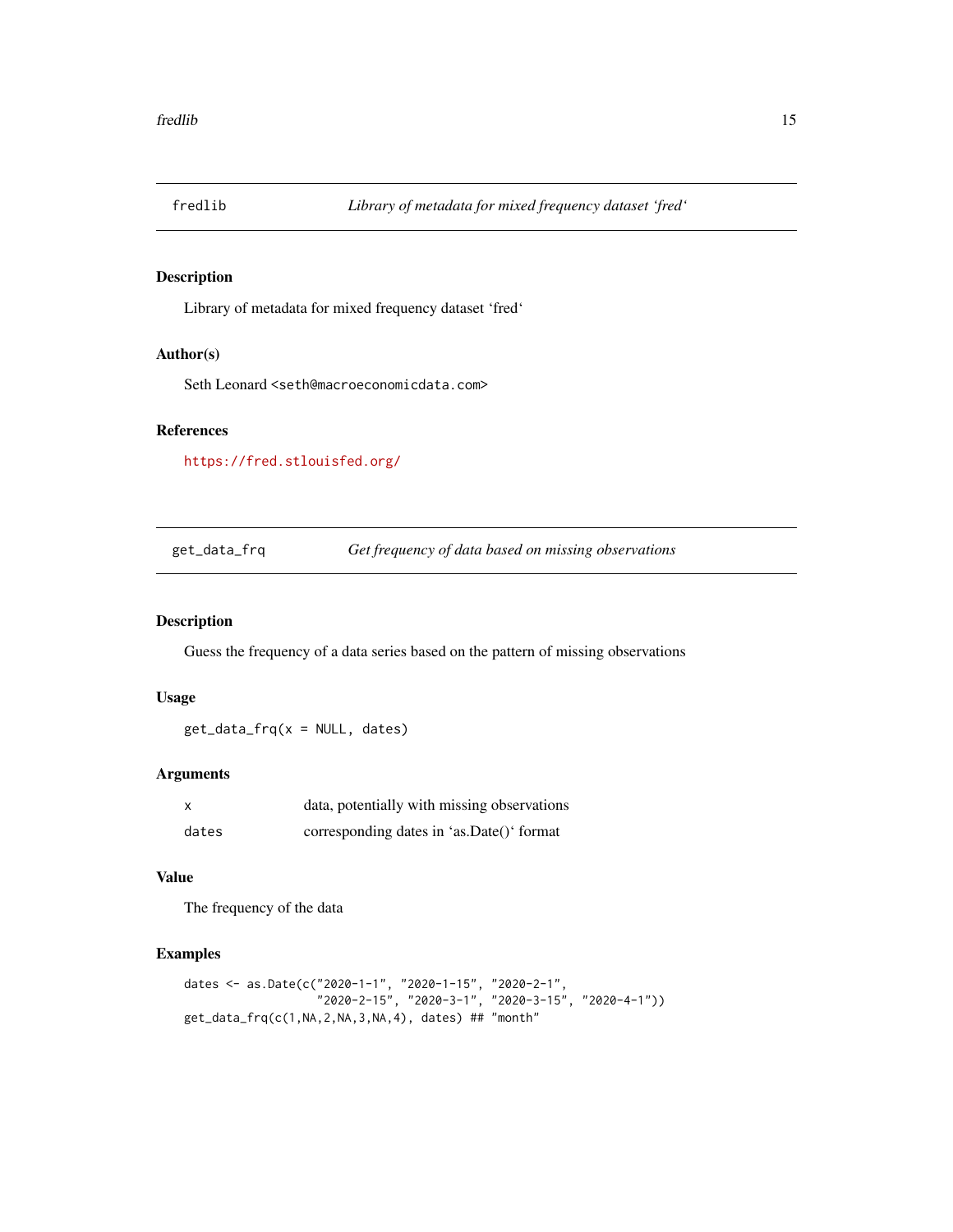## fredlib — *Library of metadata for mixed frequency dataset 'fred'*

### Description

Library of metadata for mixed frequency dataset 'fred'

### Author(s)

Seth Leonard <seth@macroeconomicdata.com>

### References

https://fred.stlouisfed.org/

## get_data_frq — *Get frequency of data based on missing observations*

### Description

Guess the frequency of a data series based on the pattern of missing observations

### Usage

```
get_data_frq(x = NULL, dates)
```

### Arguments

| | |
|---|---|
| x | data, potentially with missing observations |
| dates | corresponding dates in 'as.Date()' format |

### Value

The frequency of the data

### Examples

```
dates <- as.Date(c("2020-1-1", "2020-1-15", "2020-2-1",
                  "2020-2-15", "2020-3-1", "2020-3-15", "2020-4-1"))
get_data_frq(c(1,NA,2,NA,3,NA,4), dates) ## "month"
```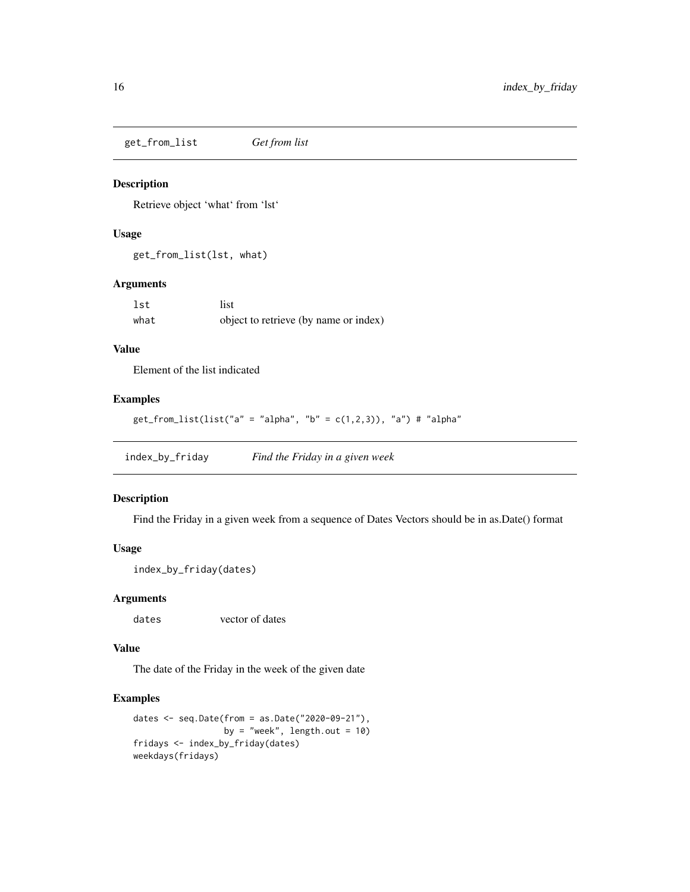## get_from_list *Get from list*

### Description

Retrieve object 'what' from 'lst'

### Usage

```
get_from_list(lst, what)
```

### Arguments

| | |
|---|---|
| `lst` | list |
| `what` | object to retrieve (by name or index) |

### Value

Element of the list indicated

### Examples

```
get_from_list(list("a" = "alpha", "b" = c(1,2,3)), "a") # "alpha"
```

## index_by_friday *Find the Friday in a given week*

### Description

Find the Friday in a given week from a sequence of Dates Vectors should be in as.Date() format

### Usage

```
index_by_friday(dates)
```

### Arguments

| | |
|---|---|
| `dates` | vector of dates |

### Value

The date of the Friday in the week of the given date

### Examples

```
dates <- seq.Date(from = as.Date("2020-09-21"),
                  by = "week", length.out = 10)
fridays <- index_by_friday(dates)
weekdays(fridays)
```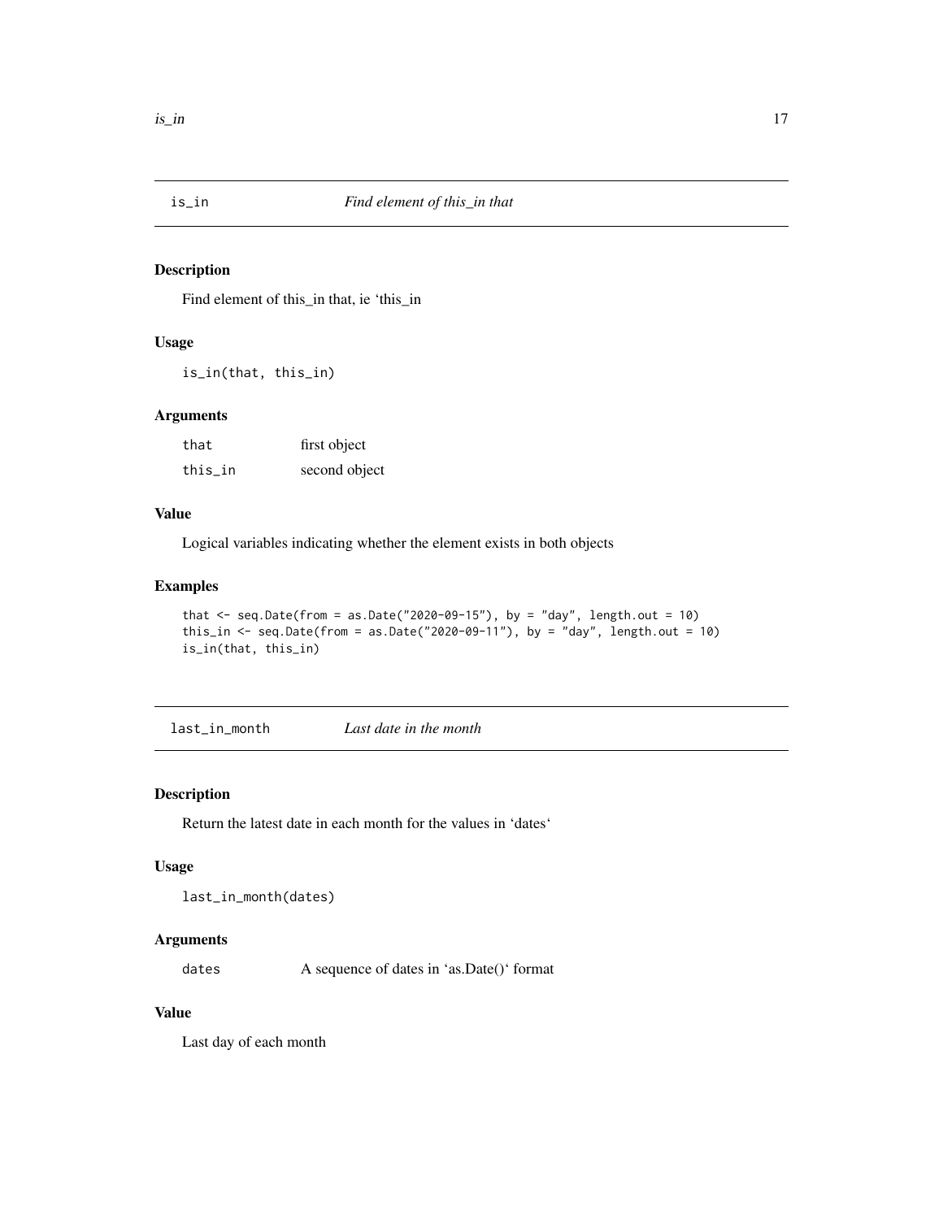## is_in — *Find element of this_in that*

### Description

Find element of this_in that, ie 'this_in

### Usage

```
is_in(that, this_in)
```

### Arguments

| | |
|---|---|
| that | first object |
| this_in | second object |

### Value

Logical variables indicating whether the element exists in both objects

### Examples

```
that <- seq.Date(from = as.Date("2020-09-15"), by = "day", length.out = 10)
this_in <- seq.Date(from = as.Date("2020-09-11"), by = "day", length.out = 10)
is_in(that, this_in)
```

## last_in_month — *Last date in the month*

### Description

Return the latest date in each month for the values in 'dates'

### Usage

```
last_in_month(dates)
```

### Arguments

| | |
|---|---|
| dates | A sequence of dates in 'as.Date()' format |

### Value

Last day of each month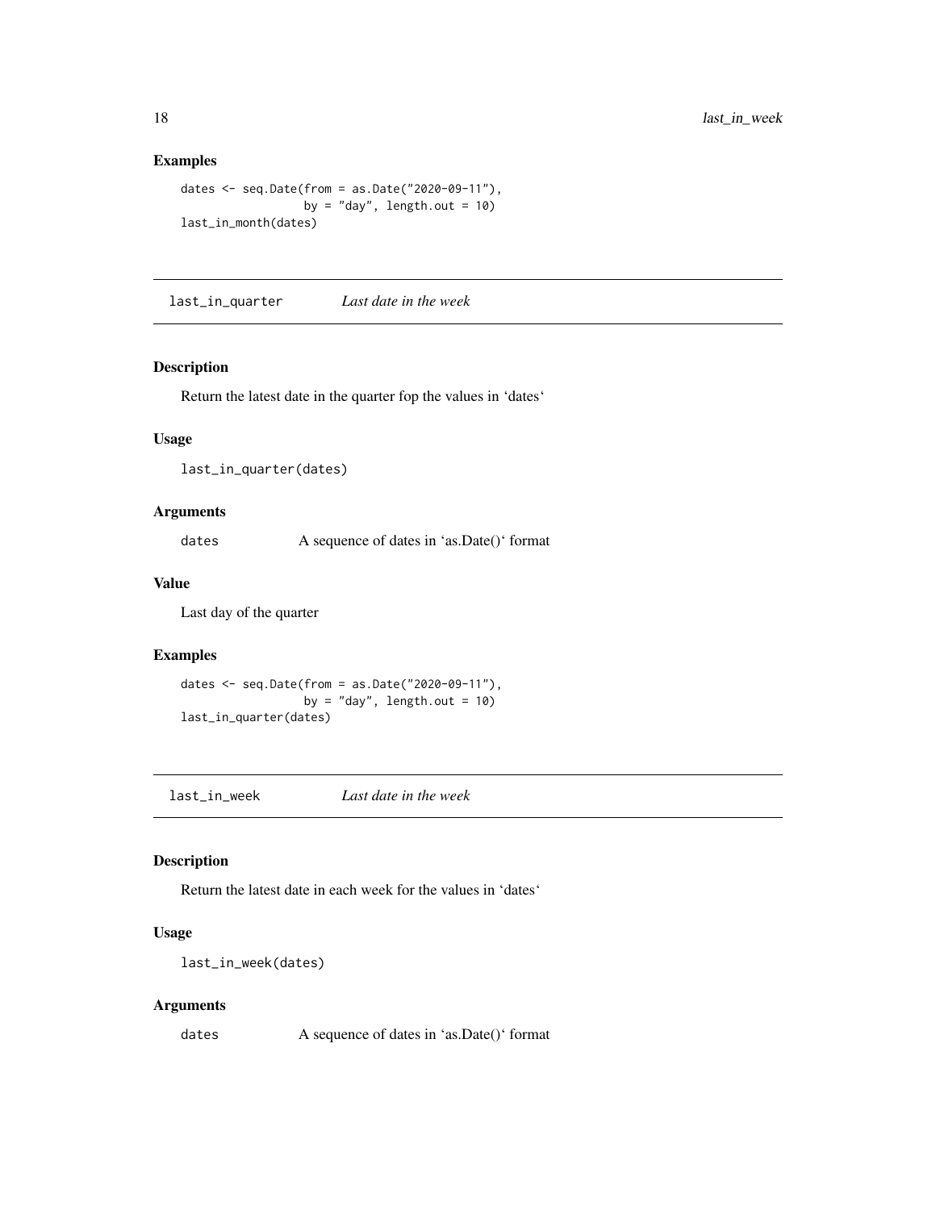## Examples

```
dates <- seq.Date(from = as.Date("2020-09-11"),
                  by = "day", length.out = 10)
last_in_month(dates)
```

---

## last_in_quarter *Last date in the week*

### Description

Return the latest date in the quarter fop the values in 'dates'

### Usage

```
last_in_quarter(dates)
```

### Arguments

| | |
|---|---|
| dates | A sequence of dates in 'as.Date()' format |

### Value

Last day of the quarter

### Examples

```
dates <- seq.Date(from = as.Date("2020-09-11"),
                  by = "day", length.out = 10)
last_in_quarter(dates)
```

---

## last_in_week *Last date in the week*

### Description

Return the latest date in each week for the values in 'dates'

### Usage

```
last_in_week(dates)
```

### Arguments

| | |
|---|---|
| dates | A sequence of dates in 'as.Date()' format |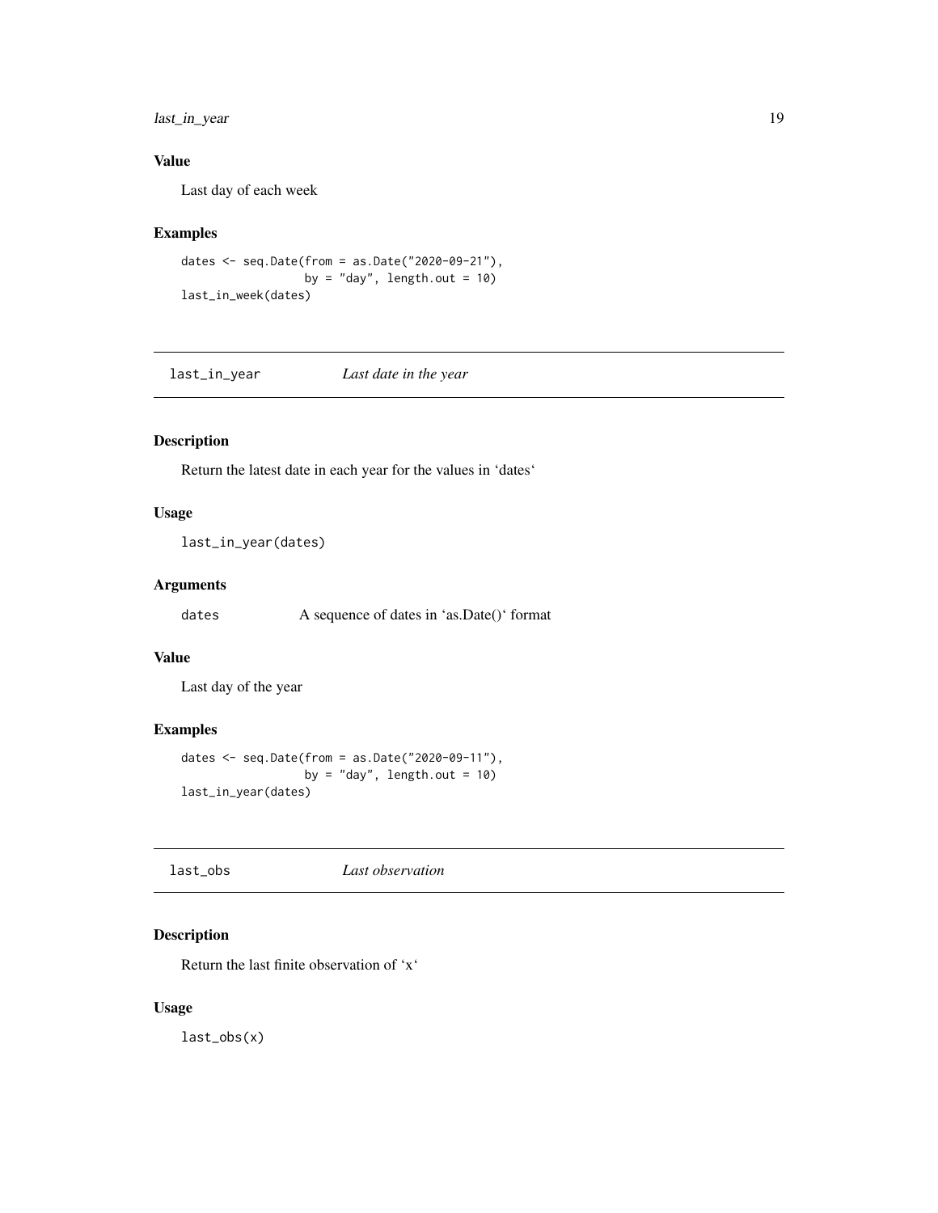### Value

Last day of each week

### Examples

```
dates <- seq.Date(from = as.Date("2020-09-21"),
                  by = "day", length.out = 10)
last_in_week(dates)
```

## last_in_year *Last date in the year*

### Description

Return the latest date in each year for the values in 'dates'

### Usage

```
last_in_year(dates)
```

### Arguments

| | |
|---|---|
| dates | A sequence of dates in 'as.Date()' format |

### Value

Last day of the year

### Examples

```
dates <- seq.Date(from = as.Date("2020-09-11"),
                  by = "day", length.out = 10)
last_in_year(dates)
```

## last_obs *Last observation*

### Description

Return the last finite observation of 'x'

### Usage

```
last_obs(x)
```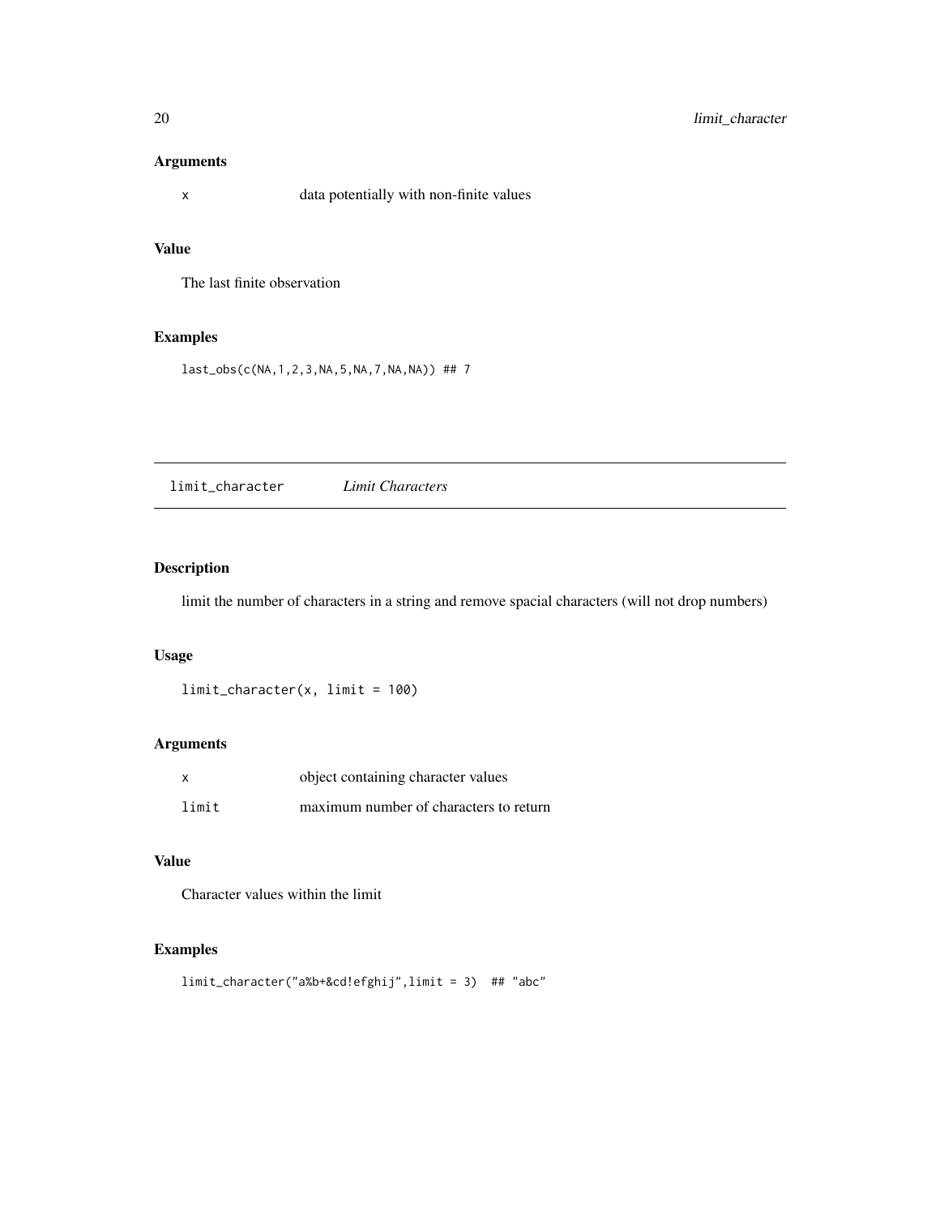### Arguments

| | |
|---|---|
| x | data potentially with non-finite values |

### Value

The last finite observation

### Examples

```
last_obs(c(NA,1,2,3,NA,5,NA,7,NA,NA)) ## 7
```

---

## limit_character    *Limit Characters*

---

### Description

limit the number of characters in a string and remove spacial characters (will not drop numbers)

### Usage

```
limit_character(x, limit = 100)
```

### Arguments

| | |
|---|---|
| x | object containing character values |
| limit | maximum number of characters to return |

### Value

Character values within the limit

### Examples

```
limit_character("a%b+&cd!efghij",limit = 3)  ## "abc"
```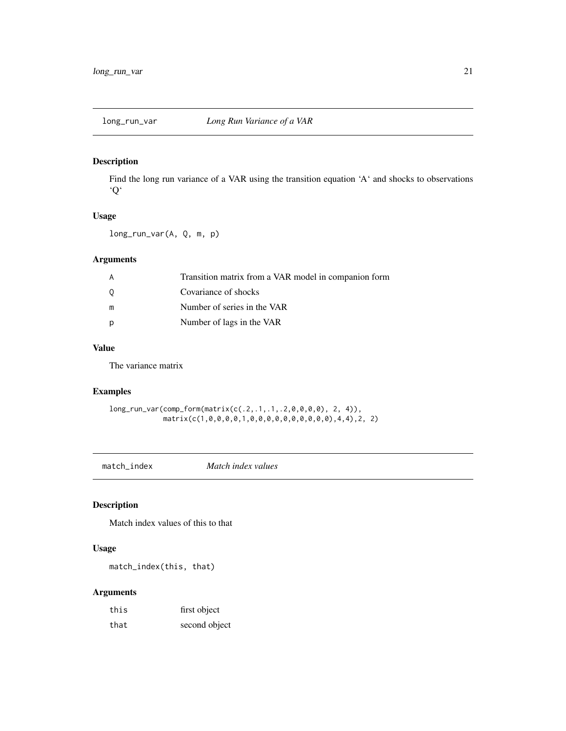## long_run_var *Long Run Variance of a VAR*

### Description

Find the long run variance of a VAR using the transition equation 'A' and shocks to observations 'Q'

### Usage

```
long_run_var(A, Q, m, p)
```

### Arguments

| | |
|---|---|
| A | Transition matrix from a VAR model in companion form |
| Q | Covariance of shocks |
| m | Number of series in the VAR |
| p | Number of lags in the VAR |

### Value

The variance matrix

### Examples

```
long_run_var(comp_form(matrix(c(.2,.1,.1,.2,0,0,0,0), 2, 4)),
            matrix(c(1,0,0,0,0,1,0,0,0,0,0,0,0,0,0,0),4,4),2, 2)
```

## match_index *Match index values*

### Description

Match index values of this to that

### Usage

```
match_index(this, that)
```

### Arguments

| | |
|---|---|
| this | first object |
| that | second object |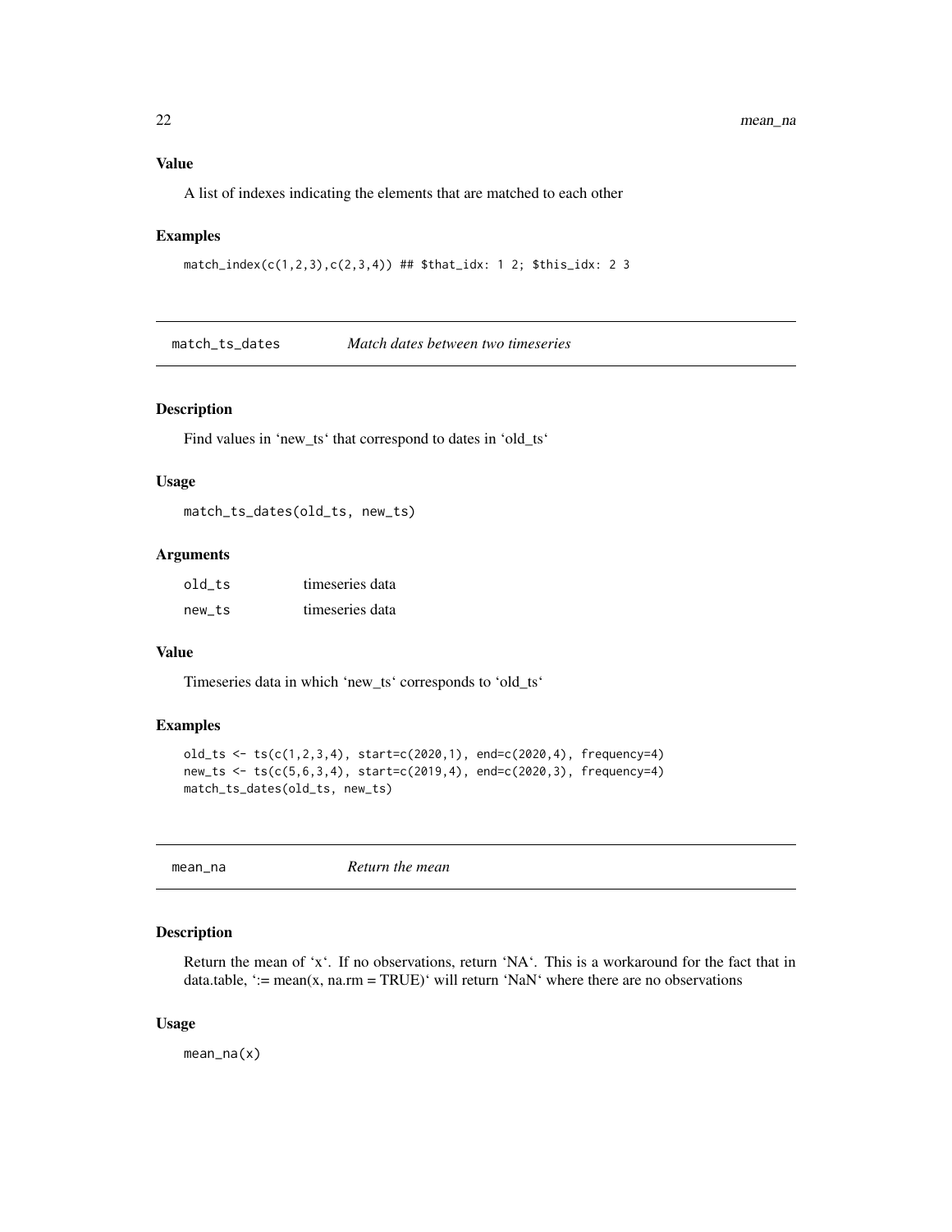### Value

A list of indexes indicating the elements that are matched to each other

### Examples

```
match_index(c(1,2,3),c(2,3,4)) ## $that_idx: 1 2; $this_idx: 2 3
```

---

## match_ts_dates *Match dates between two timeseries*

### Description

Find values in 'new_ts' that correspond to dates in 'old_ts'

### Usage

```
match_ts_dates(old_ts, new_ts)
```

### Arguments

| | |
|---|---|
| old_ts | timeseries data |
| new_ts | timeseries data |

### Value

Timeseries data in which 'new_ts' corresponds to 'old_ts'

### Examples

```
old_ts <- ts(c(1,2,3,4), start=c(2020,1), end=c(2020,4), frequency=4)
new_ts <- ts(c(5,6,3,4), start=c(2019,4), end=c(2020,3), frequency=4)
match_ts_dates(old_ts, new_ts)
```

---

## mean_na *Return the mean*

### Description

Return the mean of 'x'. If no observations, return 'NA'. This is a workaround for the fact that in data.table, ':= mean(x, na.rm = TRUE)' will return 'NaN' where there are no observations

### Usage

```
mean_na(x)
```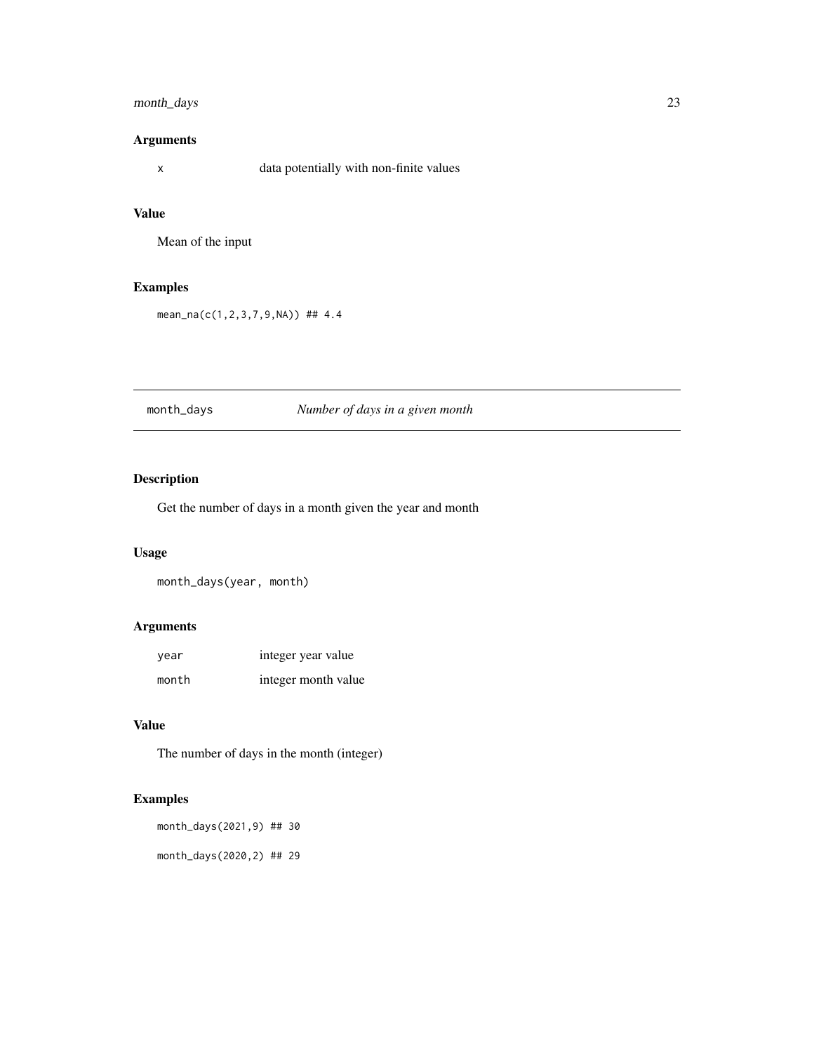## Arguments

| | |
|---|---|
| x | data potentially with non-finite values |

## Value

Mean of the input

## Examples

```
mean_na(c(1,2,3,7,9,NA)) ## 4.4
```

---

# month_days — *Number of days in a given month*

---

## Description

Get the number of days in a month given the year and month

## Usage

```
month_days(year, month)
```

## Arguments

| | |
|---|---|
| year | integer year value |
| month | integer month value |

## Value

The number of days in the month (integer)

## Examples

```
month_days(2021,9) ## 30

month_days(2020,2) ## 29
```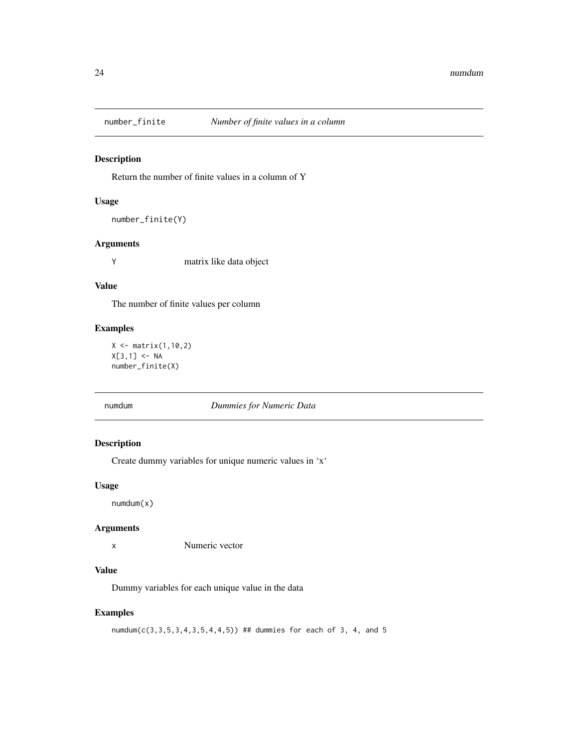## number_finite    *Number of finite values in a column*

### Description

Return the number of finite values in a column of Y

### Usage

```
number_finite(Y)
```

### Arguments

| | |
|---|---|
| Y | matrix like data object |

### Value

The number of finite values per column

### Examples

```
X <- matrix(1,10,2)
X[3,1] <- NA
number_finite(X)
```

## numdum    *Dummies for Numeric Data*

### Description

Create dummy variables for unique numeric values in ‘x‘

### Usage

```
numdum(x)
```

### Arguments

| | |
|---|---|
| x | Numeric vector |

### Value

Dummy variables for each unique value in the data

### Examples

```
numdum(c(3,3,5,3,4,3,5,4,4,5)) ## dummies for each of 3, 4, and 5
```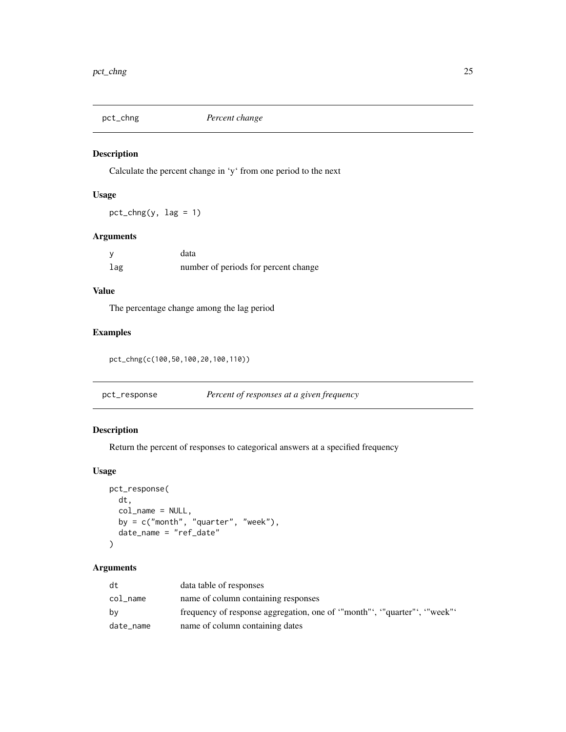## pct_chng — *Percent change*

### Description

Calculate the percent change in 'y' from one period to the next

### Usage

```
pct_chng(y, lag = 1)
```

### Arguments

| | |
|---|---|
| y | data |
| lag | number of periods for percent change |

### Value

The percentage change among the lag period

### Examples

```
pct_chng(c(100,50,100,20,100,110))
```

## pct_response — *Percent of responses at a given frequency*

### Description

Return the percent of responses to categorical answers at a specified frequency

### Usage

```
pct_response(
  dt,
  col_name = NULL,
  by = c("month", "quarter", "week"),
  date_name = "ref_date"
)
```

### Arguments

| | |
|---|---|
| dt | data table of responses |
| col_name | name of column containing responses |
| by | frequency of response aggregation, one of '"month"', '"quarter"', '"week"' |
| date_name | name of column containing dates |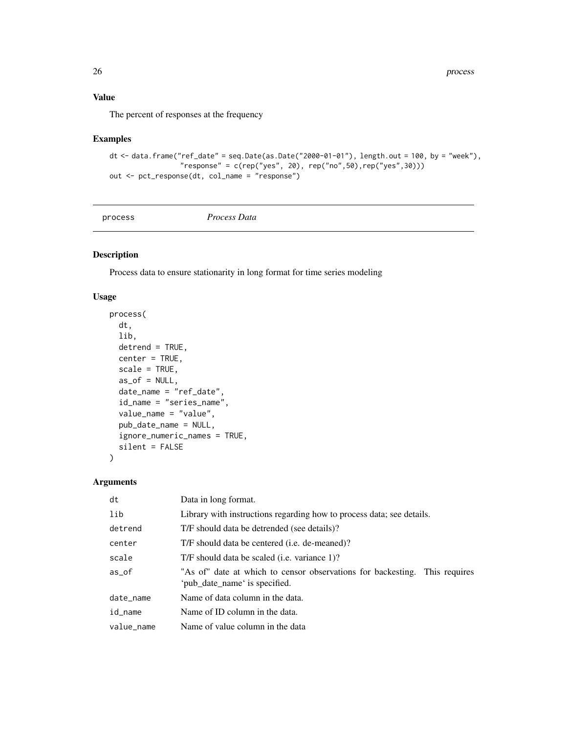## Value

The percent of responses at the frequency

## Examples

```
dt <- data.frame("ref_date" = seq.Date(as.Date("2000-01-01"), length.out = 100, by = "week"),
                 "response" = c(rep("yes", 20), rep("no",50),rep("yes",30)))
out <- pct_response(dt, col_name = "response")
```

---

# process    *Process Data*

## Description

Process data to ensure stationarity in long format for time series modeling

## Usage

```
process(
  dt,
  lib,
  detrend = TRUE,
  center = TRUE,
  scale = TRUE,
  as_of = NULL,
  date_name = "ref_date",
  id_name = "series_name",
  value_name = "value",
  pub_date_name = NULL,
  ignore_numeric_names = TRUE,
  silent = FALSE
)
```

## Arguments

| | |
|---|---|
| dt | Data in long format. |
| lib | Library with instructions regarding how to process data; see details. |
| detrend | T/F should data be detrended (see details)? |
| center | T/F should data be centered (i.e. de-meaned)? |
| scale | T/F should data be scaled (i.e. variance 1)? |
| as_of | "As of" date at which to censor observations for backesting. This requires 'pub_date_name' is specified. |
| date_name | Name of data column in the data. |
| id_name | Name of ID column in the data. |
| value_name | Name of value column in the data |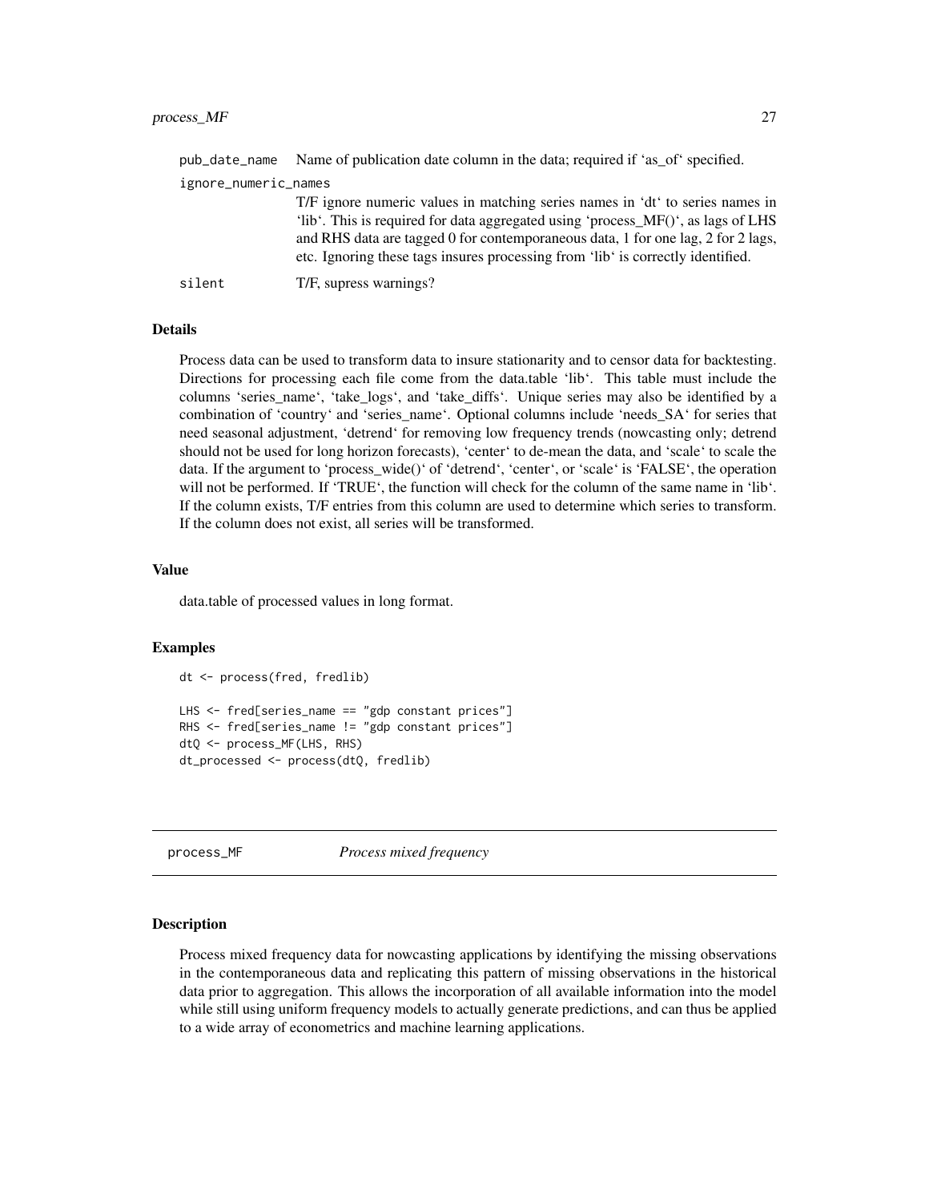pub_date_name Name of publication date column in the data; required if 'as_of' specified.

ignore_numeric_names
: T/F ignore numeric values in matching series names in 'dt' to series names in 'lib'. This is required for data aggregated using 'process_MF()', as lags of LHS and RHS data are tagged 0 for contemporaneous data, 1 for one lag, 2 for 2 lags, etc. Ignoring these tags insures processing from 'lib' is correctly identified.

silent T/F, supress warnings?

### Details

Process data can be used to transform data to insure stationarity and to censor data for backtesting. Directions for processing each file come from the data.table 'lib'. This table must include the columns 'series_name', 'take_logs', and 'take_diffs'. Unique series may also be identified by a combination of 'country' and 'series_name'. Optional columns include 'needs_SA' for series that need seasonal adjustment, 'detrend' for removing low frequency trends (nowcasting only; detrend should not be used for long horizon forecasts), 'center' to de-mean the data, and 'scale' to scale the data. If the argument to 'process_wide()' of 'detrend', 'center', or 'scale' is 'FALSE', the operation will not be performed. If 'TRUE', the function will check for the column of the same name in 'lib'. If the column exists, T/F entries from this column are used to determine which series to transform. If the column does not exist, all series will be transformed.

### Value

data.table of processed values in long format.

### Examples

```
dt <- process(fred, fredlib)

LHS <- fred[series_name == "gdp constant prices"]
RHS <- fred[series_name != "gdp constant prices"]
dtQ <- process_MF(LHS, RHS)
dt_processed <- process(dtQ, fredlib)
```

## process_MF *Process mixed frequency*

### Description

Process mixed frequency data for nowcasting applications by identifying the missing observations in the contemporaneous data and replicating this pattern of missing observations in the historical data prior to aggregation. This allows the incorporation of all available information into the model while still using uniform frequency models to actually generate predictions, and can thus be applied to a wide array of econometrics and machine learning applications.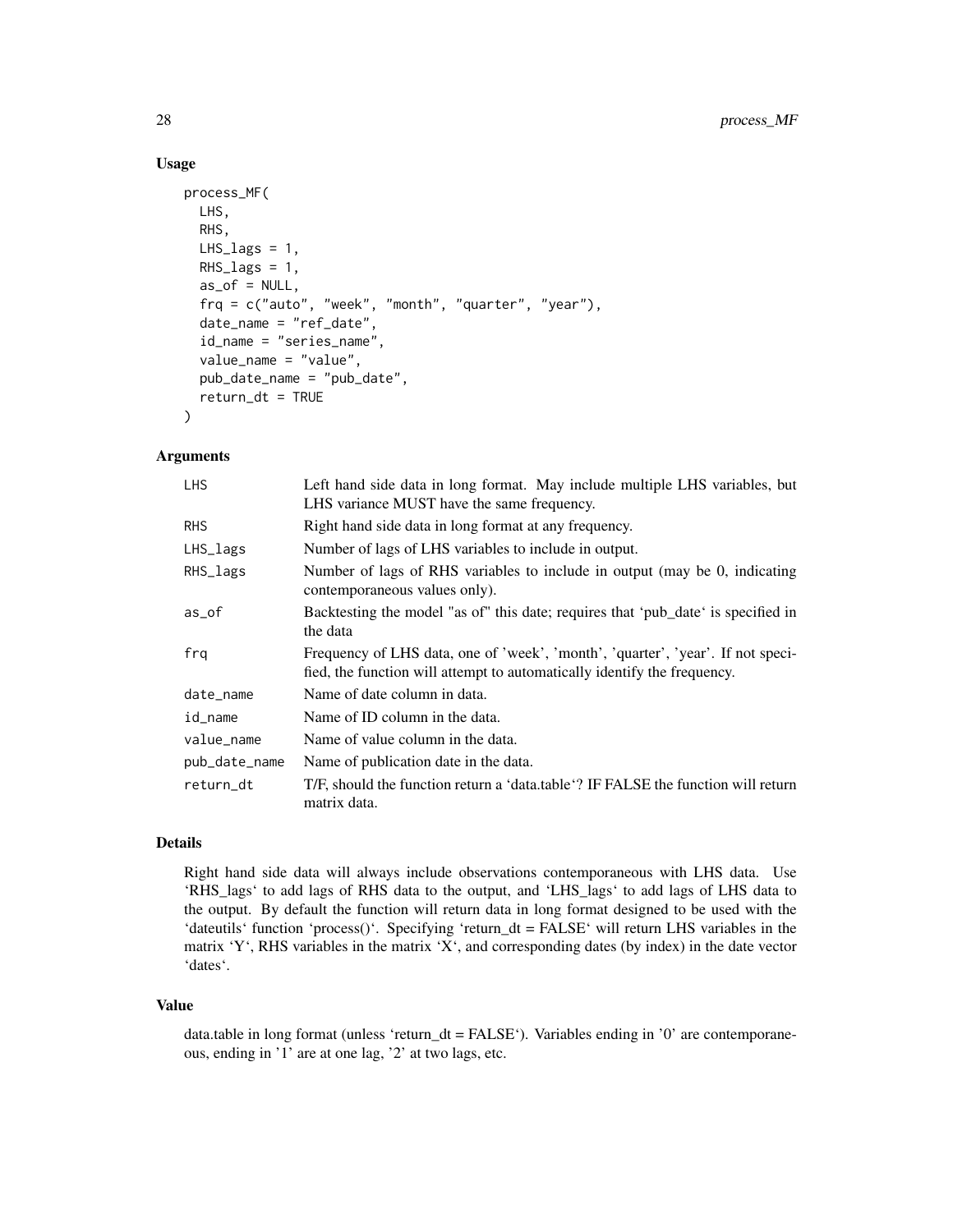## Usage

```
process_MF(
  LHS,
  RHS,
  LHS_lags = 1,
  RHS_lags = 1,
  as_of = NULL,
  frq = c("auto", "week", "month", "quarter", "year"),
  date_name = "ref_date",
  id_name = "series_name",
  value_name = "value",
  pub_date_name = "pub_date",
  return_dt = TRUE
)
```

## Arguments

| | |
|---|---|
| LHS | Left hand side data in long format. May include multiple LHS variables, but LHS variance MUST have the same frequency. |
| RHS | Right hand side data in long format at any frequency. |
| LHS_lags | Number of lags of LHS variables to include in output. |
| RHS_lags | Number of lags of RHS variables to include in output (may be 0, indicating contemporaneous values only). |
| as_of | Backtesting the model "as of" this date; requires that 'pub_date' is specified in the data |
| frq | Frequency of LHS data, one of 'week', 'month', 'quarter', 'year'. If not specified, the function will attempt to automatically identify the frequency. |
| date_name | Name of date column in data. |
| id_name | Name of ID column in the data. |
| value_name | Name of value column in the data. |
| pub_date_name | Name of publication date in the data. |
| return_dt | T/F, should the function return a 'data.table'? IF FALSE the function will return matrix data. |

## Details

Right hand side data will always include observations contemporaneous with LHS data. Use 'RHS_lags' to add lags of RHS data to the output, and 'LHS_lags' to add lags of LHS data to the output. By default the function will return data in long format designed to be used with the 'dateutils' function 'process()'. Specifying 'return_dt = FALSE' will return LHS variables in the matrix 'Y', RHS variables in the matrix 'X', and corresponding dates (by index) in the date vector 'dates'.

## Value

data.table in long format (unless 'return_dt = FALSE'). Variables ending in '0' are contemporaneous, ending in '1' are at one lag, '2' at two lags, etc.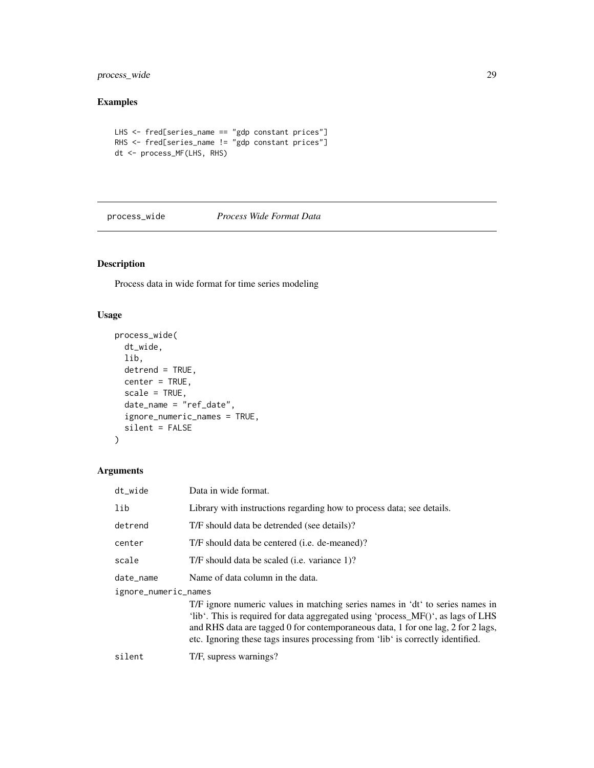## Examples

```
LHS <- fred[series_name == "gdp constant prices"]
RHS <- fred[series_name != "gdp constant prices"]
dt <- process_MF(LHS, RHS)
```

---

## process_wide *Process Wide Format Data*

### Description

Process data in wide format for time series modeling

### Usage

```
process_wide(
  dt_wide,
  lib,
  detrend = TRUE,
  center = TRUE,
  scale = TRUE,
  date_name = "ref_date",
  ignore_numeric_names = TRUE,
  silent = FALSE
)
```

### Arguments

| | |
|---|---|
| dt_wide | Data in wide format. |
| lib | Library with instructions regarding how to process data; see details. |
| detrend | T/F should data be detrended (see details)? |
| center | T/F should data be centered (i.e. de-meaned)? |
| scale | T/F should data be scaled (i.e. variance 1)? |
| date_name | Name of data column in the data. |
| ignore_numeric_names | T/F ignore numeric values in matching series names in 'dt' to series names in 'lib'. This is required for data aggregated using 'process_MF()', as lags of LHS and RHS data are tagged 0 for contemporaneous data, 1 for one lag, 2 for 2 lags, etc. Ignoring these tags insures processing from 'lib' is correctly identified. |
| silent | T/F, supress warnings? |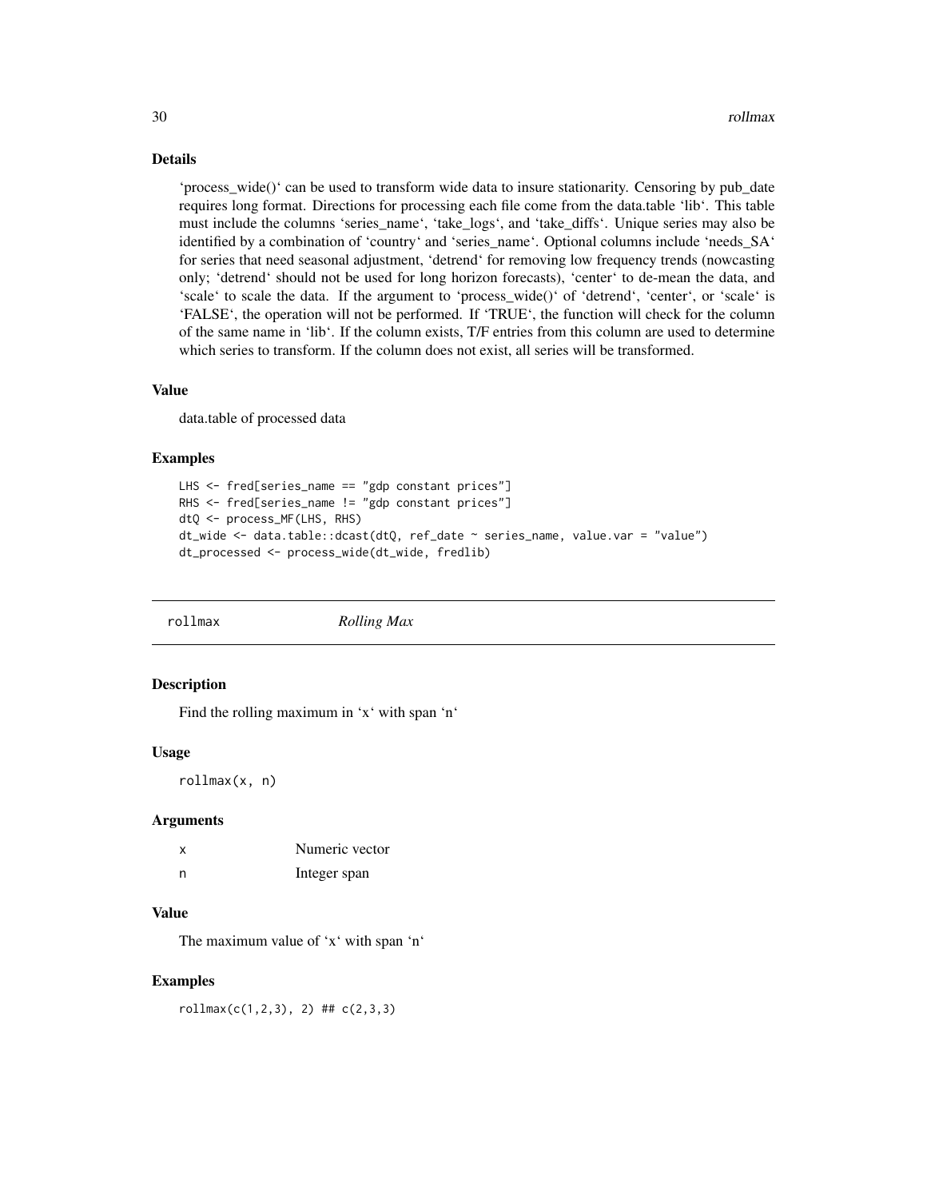### Details

'process_wide()' can be used to transform wide data to insure stationarity. Censoring by pub_date requires long format. Directions for processing each file come from the data.table 'lib'. This table must include the columns 'series_name', 'take_logs', and 'take_diffs'. Unique series may also be identified by a combination of 'country' and 'series_name'. Optional columns include 'needs_SA' for series that need seasonal adjustment, 'detrend' for removing low frequency trends (nowcasting only; 'detrend' should not be used for long horizon forecasts), 'center' to de-mean the data, and 'scale' to scale the data. If the argument to 'process_wide()' of 'detrend', 'center', or 'scale' is 'FALSE', the operation will not be performed. If 'TRUE', the function will check for the column of the same name in 'lib'. If the column exists, T/F entries from this column are used to determine which series to transform. If the column does not exist, all series will be transformed.

### Value

data.table of processed data

### Examples

```
LHS <- fred[series_name == "gdp constant prices"]
RHS <- fred[series_name != "gdp constant prices"]
dtQ <- process_MF(LHS, RHS)
dt_wide <- data.table::dcast(dtQ, ref_date ~ series_name, value.var = "value")
dt_processed <- process_wide(dt_wide, fredlib)
```

---

## rollmax *Rolling Max*

### Description

Find the rolling maximum in 'x' with span 'n'

### Usage

```
rollmax(x, n)
```

### Arguments

| | |
|---|---|
| x | Numeric vector |
| n | Integer span |

### Value

The maximum value of 'x' with span 'n'

### Examples

```
rollmax(c(1,2,3), 2) ## c(2,3,3)
```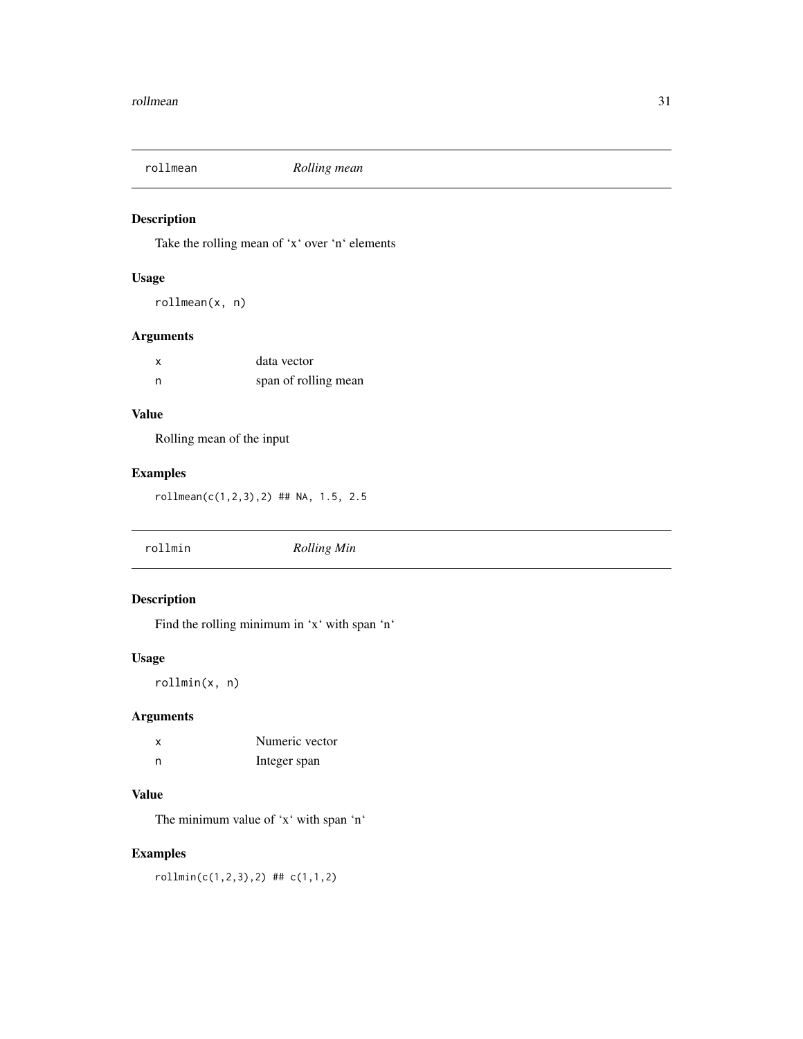## rollmean *Rolling mean*

### Description

Take the rolling mean of ‘x‘ over ‘n‘ elements

### Usage

```
rollmean(x, n)
```

### Arguments

| | |
|---|---|
| x | data vector |
| n | span of rolling mean |

### Value

Rolling mean of the input

### Examples

```
rollmean(c(1,2,3),2) ## NA, 1.5, 2.5
```

## rollmin *Rolling Min*

### Description

Find the rolling minimum in ‘x‘ with span ‘n‘

### Usage

```
rollmin(x, n)
```

### Arguments

| | |
|---|---|
| x | Numeric vector |
| n | Integer span |

### Value

The minimum value of ‘x‘ with span ‘n‘

### Examples

```
rollmin(c(1,2,3),2) ## c(1,1,2)
```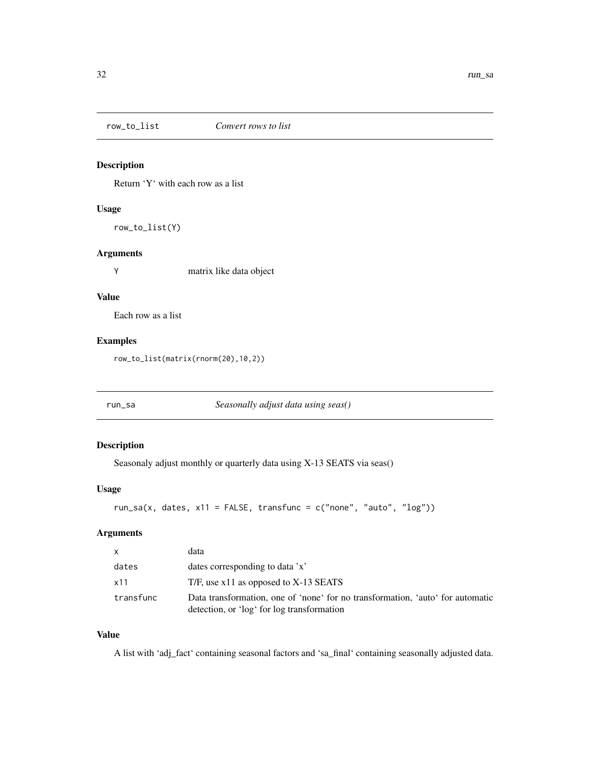## row_to_list *Convert rows to list*

### Description

Return 'Y' with each row as a list

### Usage

```
row_to_list(Y)
```

### Arguments

| | |
|---|---|
| Y | matrix like data object |

### Value

Each row as a list

### Examples

```
row_to_list(matrix(rnorm(20),10,2))
```

## run_sa *Seasonally adjust data using seas()*

### Description

Seasonaly adjust monthly or quarterly data using X-13 SEATS via seas()

### Usage

```
run_sa(x, dates, x11 = FALSE, transfunc = c("none", "auto", "log"))
```

### Arguments

| | |
|---|---|
| x | data |
| dates | dates corresponding to data 'x' |
| x11 | T/F, use x11 as opposed to X-13 SEATS |
| transfunc | Data transformation, one of 'none' for no transformation, 'auto' for automatic detection, or 'log' for log transformation |

### Value

A list with 'adj_fact' containing seasonal factors and 'sa_final' containing seasonally adjusted data.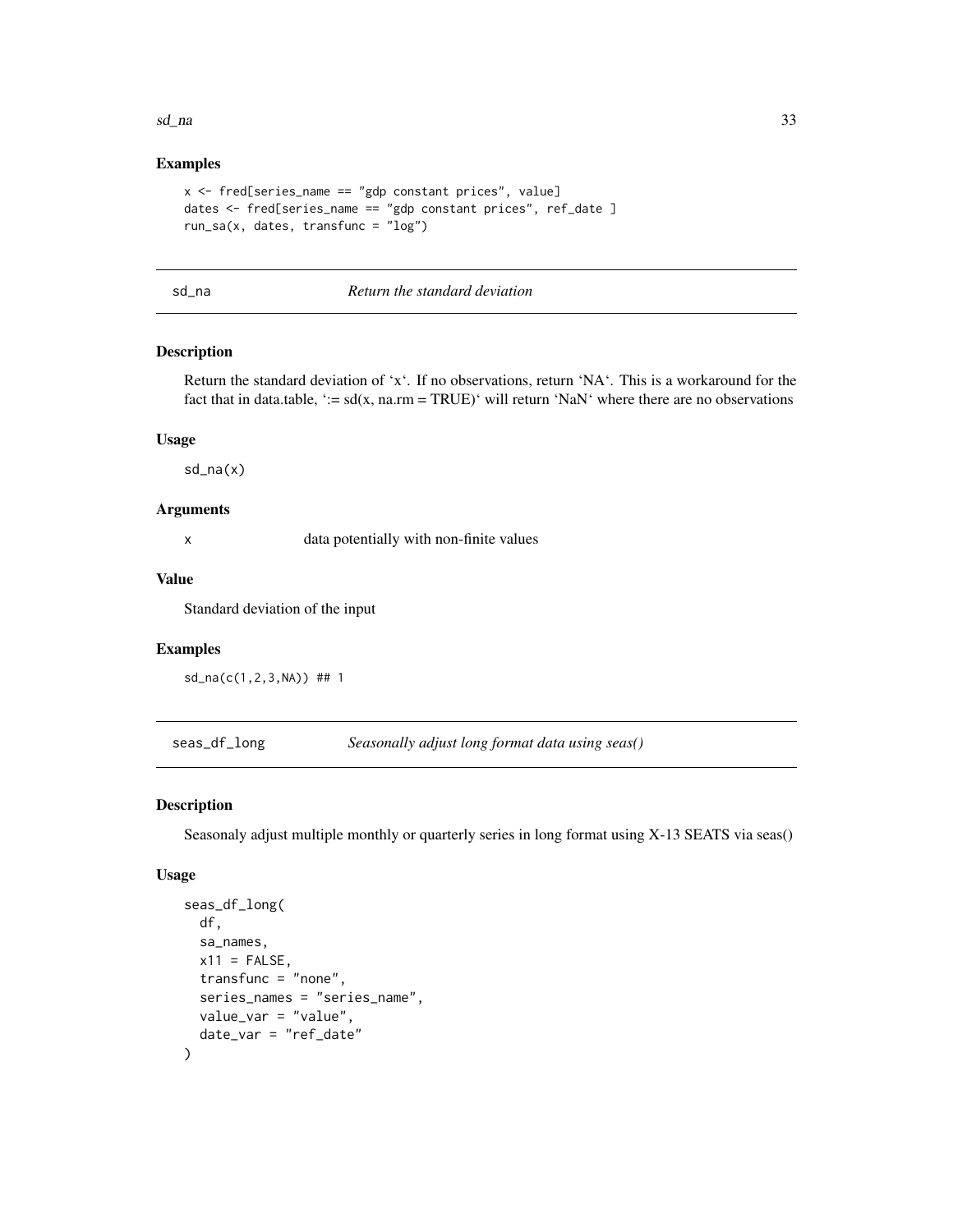### Examples

```
x <- fred[series_name == "gdp constant prices", value]
dates <- fred[series_name == "gdp constant prices", ref_date ]
run_sa(x, dates, transfunc = "log")
```

---

## sd_na — *Return the standard deviation*

### Description

Return the standard deviation of 'x'. If no observations, return 'NA'. This is a workaround for the fact that in data.table, ':= sd(x, na.rm = TRUE)' will return 'NaN' where there are no observations

### Usage

```
sd_na(x)
```

### Arguments

| | |
|---|---|
| x | data potentially with non-finite values |

### Value

Standard deviation of the input

### Examples

```
sd_na(c(1,2,3,NA)) ## 1
```

---

## seas_df_long — *Seasonally adjust long format data using seas()*

### Description

Seasonaly adjust multiple monthly or quarterly series in long format using X-13 SEATS via seas()

### Usage

```
seas_df_long(
  df,
  sa_names,
  x11 = FALSE,
  transfunc = "none",
  series_names = "series_name",
  value_var = "value",
  date_var = "ref_date"
)
```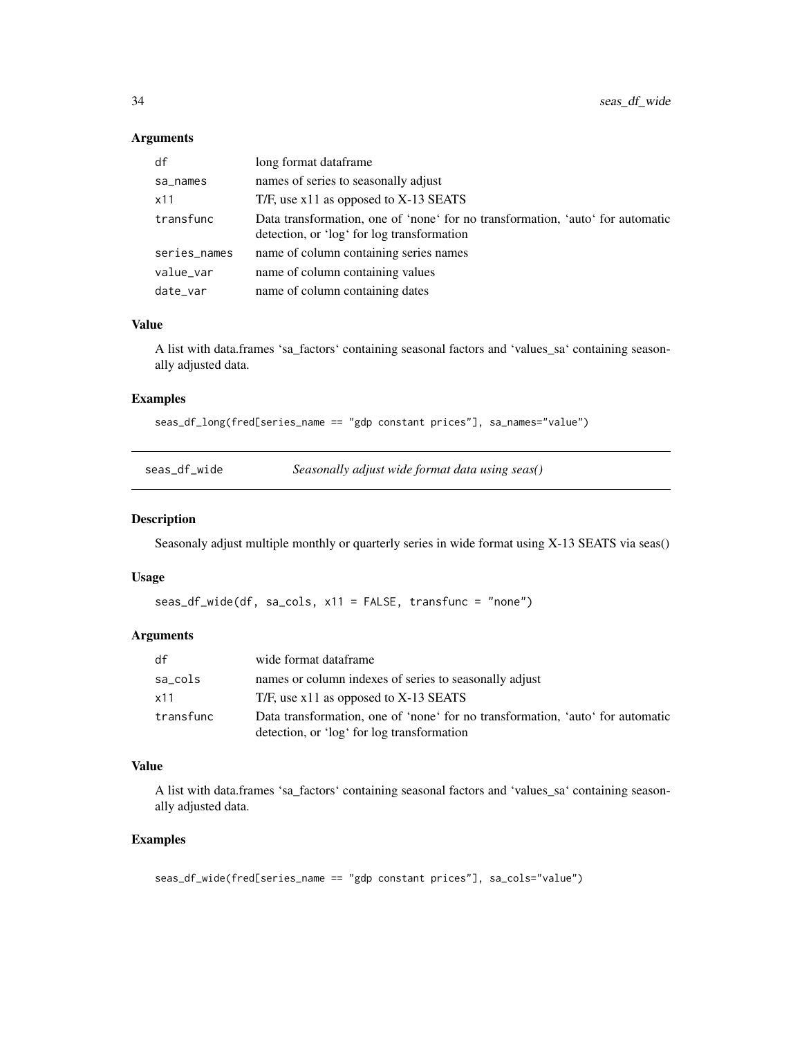### Arguments

| | |
|---|---|
| df | long format dataframe |
| sa_names | names of series to seasonally adjust |
| x11 | T/F, use x11 as opposed to X-13 SEATS |
| transfunc | Data transformation, one of 'none' for no transformation, 'auto' for automatic detection, or 'log' for log transformation |
| series_names | name of column containing series names |
| value_var | name of column containing values |
| date_var | name of column containing dates |

### Value

A list with data.frames 'sa_factors' containing seasonal factors and 'values_sa' containing seasonally adjusted data.

### Examples

```
seas_df_long(fred[series_name == "gdp constant prices"], sa_names="value")
```

## seas_df_wide — *Seasonally adjust wide format data using seas()*

### Description

Seasonaly adjust multiple monthly or quarterly series in wide format using X-13 SEATS via seas()

### Usage

```
seas_df_wide(df, sa_cols, x11 = FALSE, transfunc = "none")
```

### Arguments

| | |
|---|---|
| df | wide format dataframe |
| sa_cols | names or column indexes of series to seasonally adjust |
| x11 | T/F, use x11 as opposed to X-13 SEATS |
| transfunc | Data transformation, one of 'none' for no transformation, 'auto' for automatic detection, or 'log' for log transformation |

### Value

A list with data.frames 'sa_factors' containing seasonal factors and 'values_sa' containing seasonally adjusted data.

### Examples

```
seas_df_wide(fred[series_name == "gdp constant prices"], sa_cols="value")
```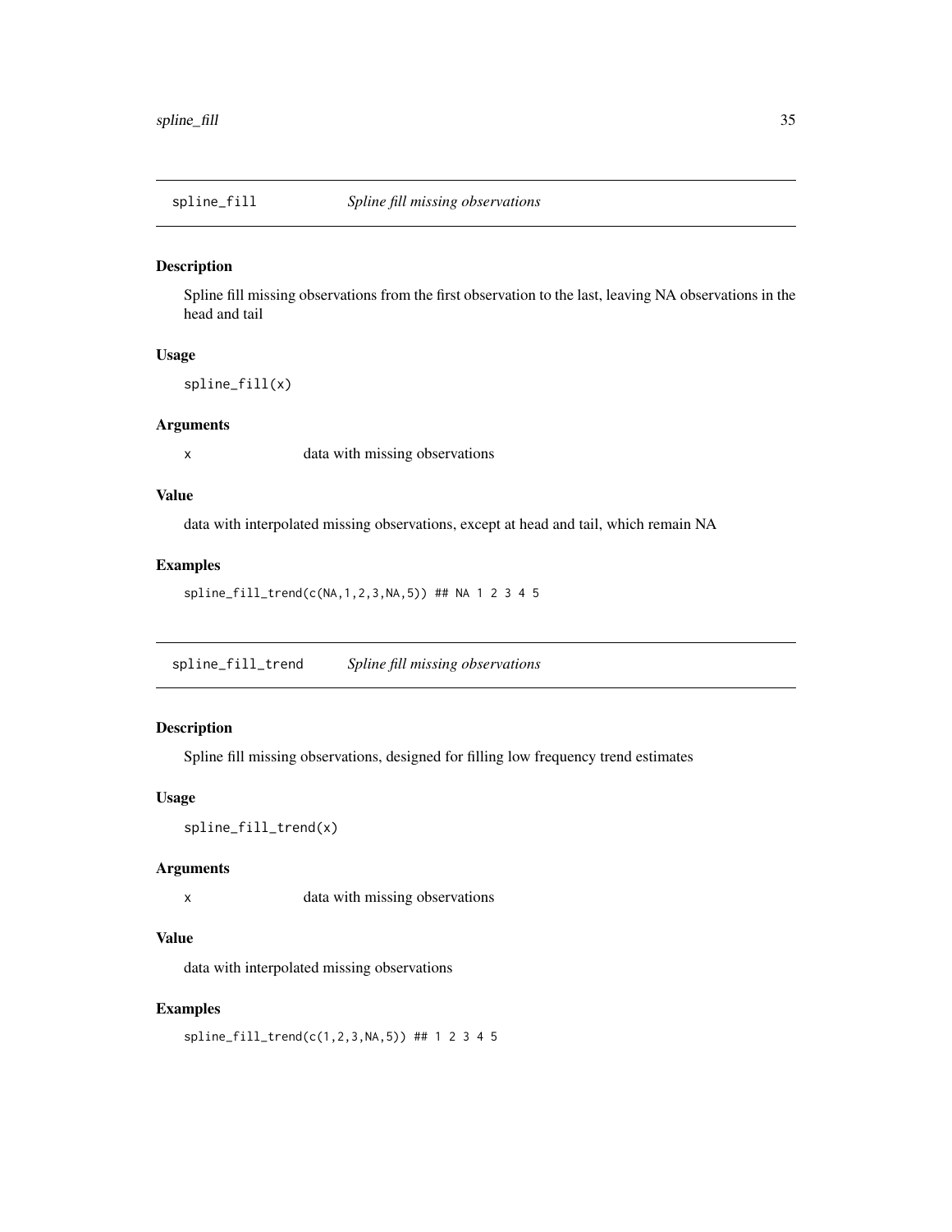## spline_fill *Spline fill missing observations*

### Description

Spline fill missing observations from the first observation to the last, leaving NA observations in the head and tail

### Usage

```
spline_fill(x)
```

### Arguments

| | |
|---|---|
| x | data with missing observations |

### Value

data with interpolated missing observations, except at head and tail, which remain NA

### Examples

```
spline_fill_trend(c(NA,1,2,3,NA,5)) ## NA 1 2 3 4 5
```

## spline_fill_trend *Spline fill missing observations*

### Description

Spline fill missing observations, designed for filling low frequency trend estimates

### Usage

```
spline_fill_trend(x)
```

### Arguments

| | |
|---|---|
| x | data with missing observations |

### Value

data with interpolated missing observations

### Examples

```
spline_fill_trend(c(1,2,3,NA,5)) ## 1 2 3 4 5
```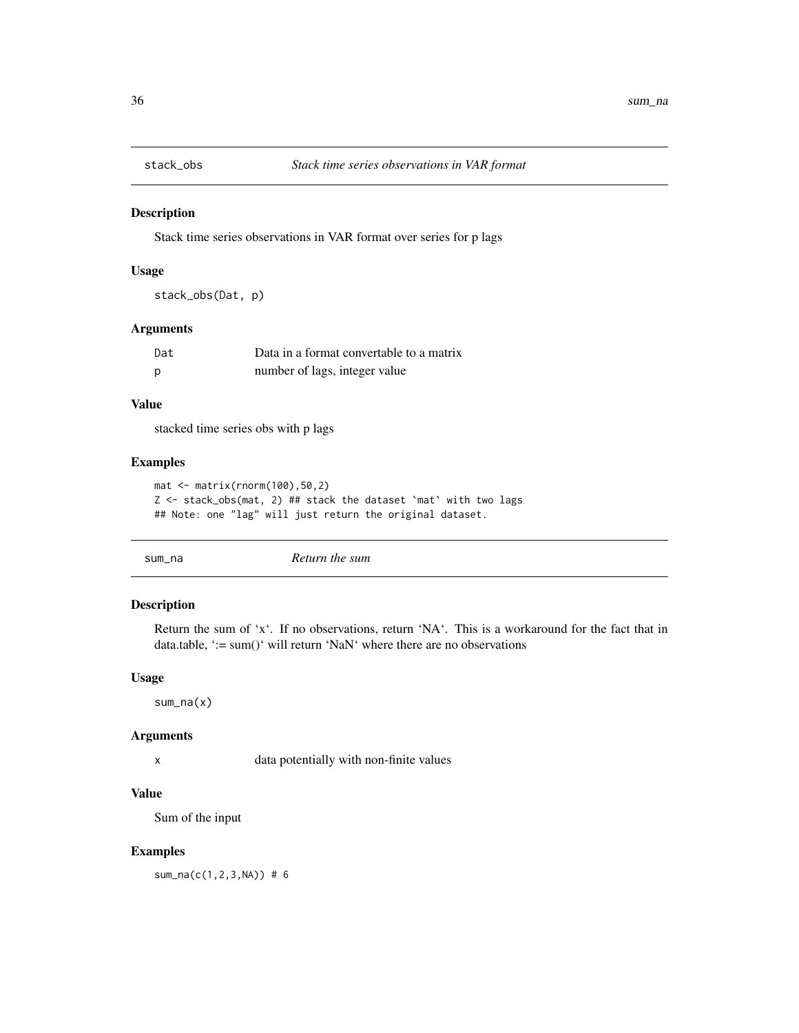## stack_obs *Stack time series observations in VAR format*

### Description

Stack time series observations in VAR format over series for p lags

### Usage

```
stack_obs(Dat, p)
```

### Arguments

| | |
|---|---|
| Dat | Data in a format convertable to a matrix |
| p | number of lags, integer value |

### Value

stacked time series obs with p lags

### Examples

```
mat <- matrix(rnorm(100),50,2)
Z <- stack_obs(mat, 2) ## stack the dataset `mat` with two lags
## Note: one "lag" will just return the original dataset.
```

## sum_na *Return the sum*

### Description

Return the sum of 'x'. If no observations, return 'NA'. This is a workaround for the fact that in data.table, ':= sum()' will return 'NaN' where there are no observations

### Usage

```
sum_na(x)
```

### Arguments

| | |
|---|---|
| x | data potentially with non-finite values |

### Value

Sum of the input

### Examples

```
sum_na(c(1,2,3,NA)) # 6
```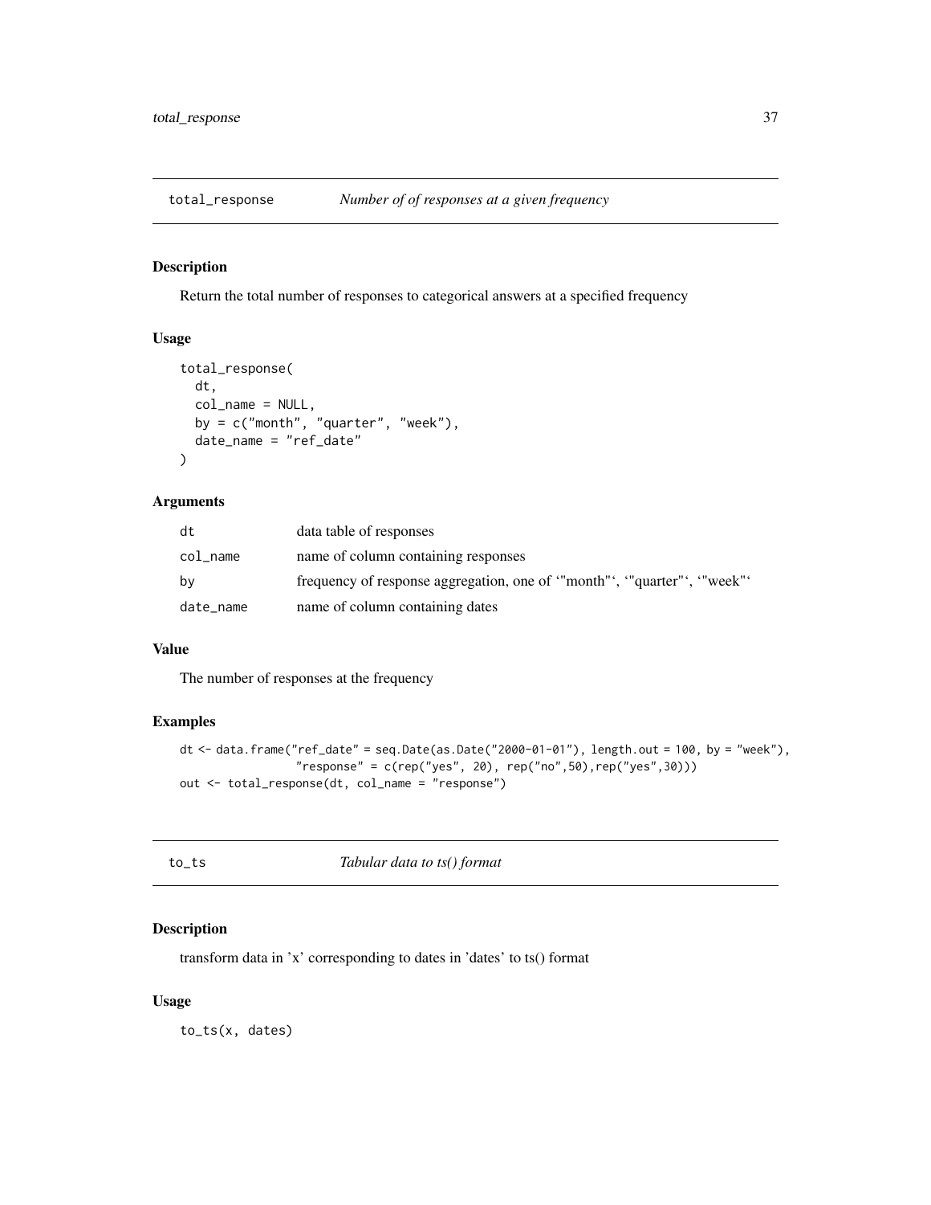## total_response — *Number of of responses at a given frequency*

### Description

Return the total number of responses to categorical answers at a specified frequency

### Usage

```
total_response(
  dt,
  col_name = NULL,
  by = c("month", "quarter", "week"),
  date_name = "ref_date"
)
```

### Arguments

| | |
|---|---|
| dt | data table of responses |
| col_name | name of column containing responses |
| by | frequency of response aggregation, one of `"month"`, `"quarter"`, `"week"` |
| date_name | name of column containing dates |

### Value

The number of responses at the frequency

### Examples

```
dt <- data.frame("ref_date" = seq.Date(as.Date("2000-01-01"), length.out = 100, by = "week"),
                 "response" = c(rep("yes", 20), rep("no",50),rep("yes",30)))
out <- total_response(dt, col_name = "response")
```

## to_ts — *Tabular data to ts() format*

### Description

transform data in 'x' corresponding to dates in 'dates' to ts() format

### Usage

```
to_ts(x, dates)
```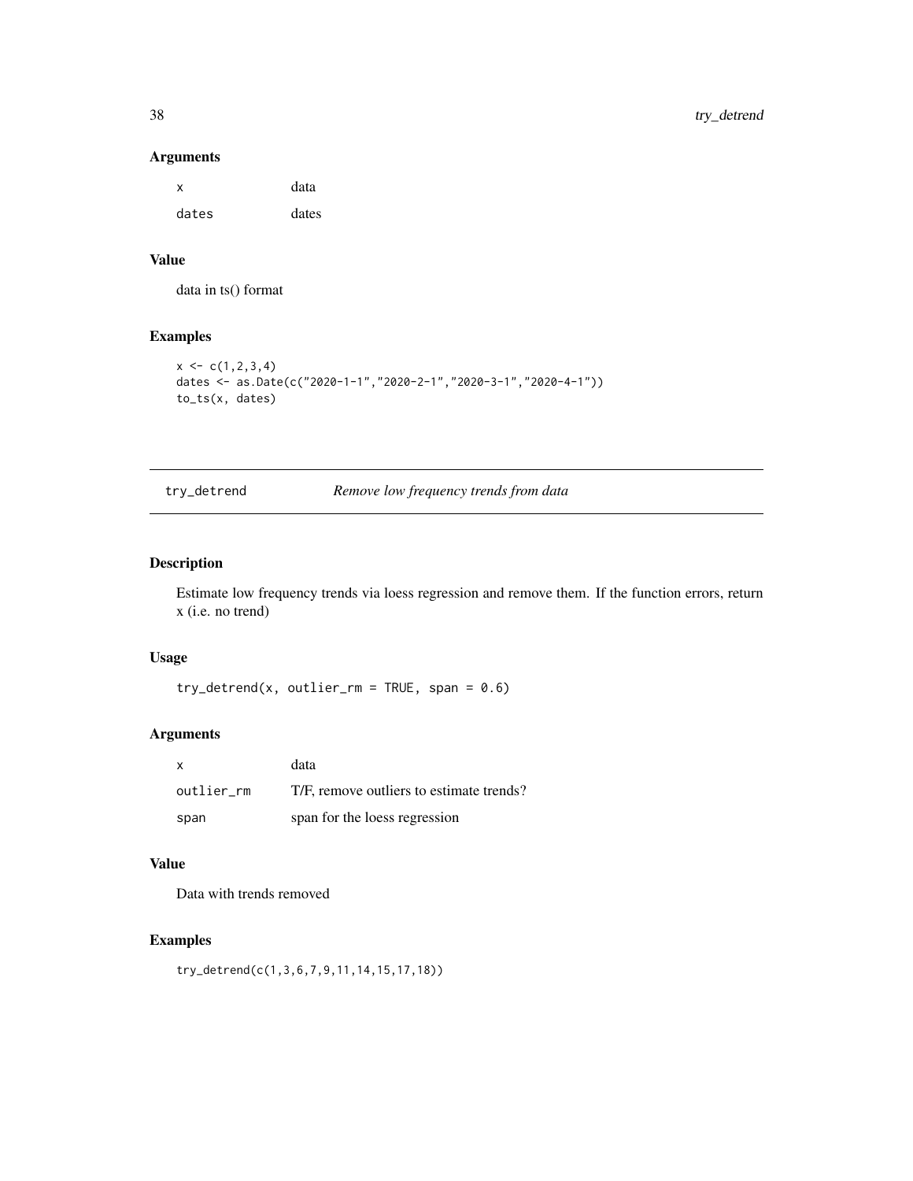### Arguments

| | |
|---|---|
| x | data |
| dates | dates |

### Value

data in ts() format

### Examples

```
x <- c(1,2,3,4)
dates <- as.Date(c("2020-1-1","2020-2-1","2020-3-1","2020-4-1"))
to_ts(x, dates)
```

---

## try_detrend *Remove low frequency trends from data*

---

### Description

Estimate low frequency trends via loess regression and remove them. If the function errors, return x (i.e. no trend)

### Usage

```
try_detrend(x, outlier_rm = TRUE, span = 0.6)
```

### Arguments

| | |
|---|---|
| x | data |
| outlier_rm | T/F, remove outliers to estimate trends? |
| span | span for the loess regression |

### Value

Data with trends removed

### Examples

```
try_detrend(c(1,3,6,7,9,11,14,15,17,18))
```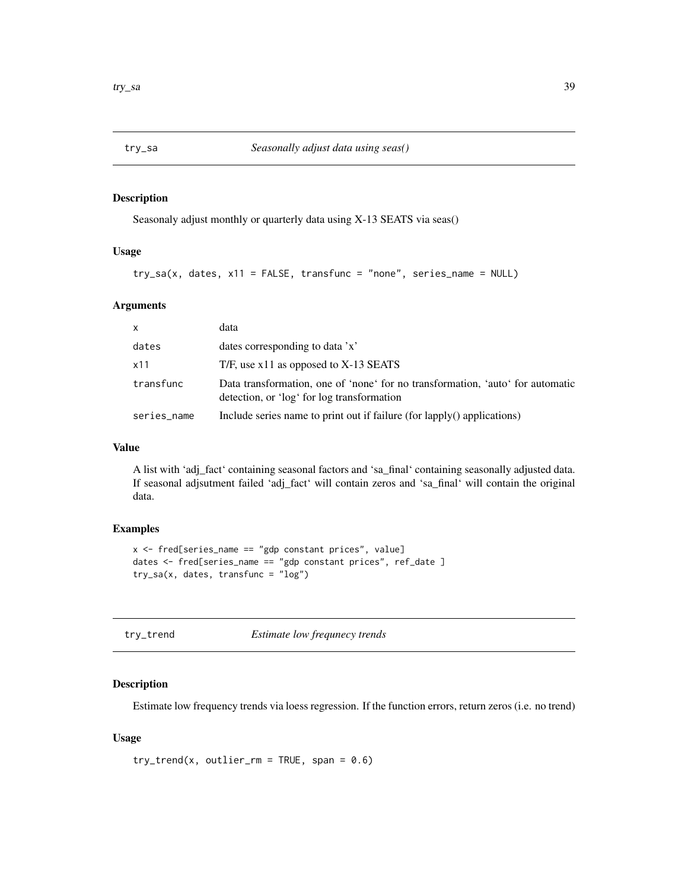## try_sa *Seasonally adjust data using seas()*

### Description

Seasonaly adjust monthly or quarterly data using X-13 SEATS via seas()

### Usage

```
try_sa(x, dates, x11 = FALSE, transfunc = "none", series_name = NULL)
```

### Arguments

| | |
|---|---|
| x | data |
| dates | dates corresponding to data 'x' |
| x11 | T/F, use x11 as opposed to X-13 SEATS |
| transfunc | Data transformation, one of 'none' for no transformation, 'auto' for automatic detection, or 'log' for log transformation |
| series_name | Include series name to print out if failure (for lapply() applications) |

### Value

A list with 'adj_fact' containing seasonal factors and 'sa_final' containing seasonally adjusted data. If seasonal adjsutment failed 'adj_fact' will contain zeros and 'sa_final' will contain the original data.

### Examples

```
x <- fred[series_name == "gdp constant prices", value]
dates <- fred[series_name == "gdp constant prices", ref_date ]
try_sa(x, dates, transfunc = "log")
```

## try_trend *Estimate low frequnecy trends*

### Description

Estimate low frequency trends via loess regression. If the function errors, return zeros (i.e. no trend)

### Usage

```
try_trend(x, outlier_rm = TRUE, span = 0.6)
```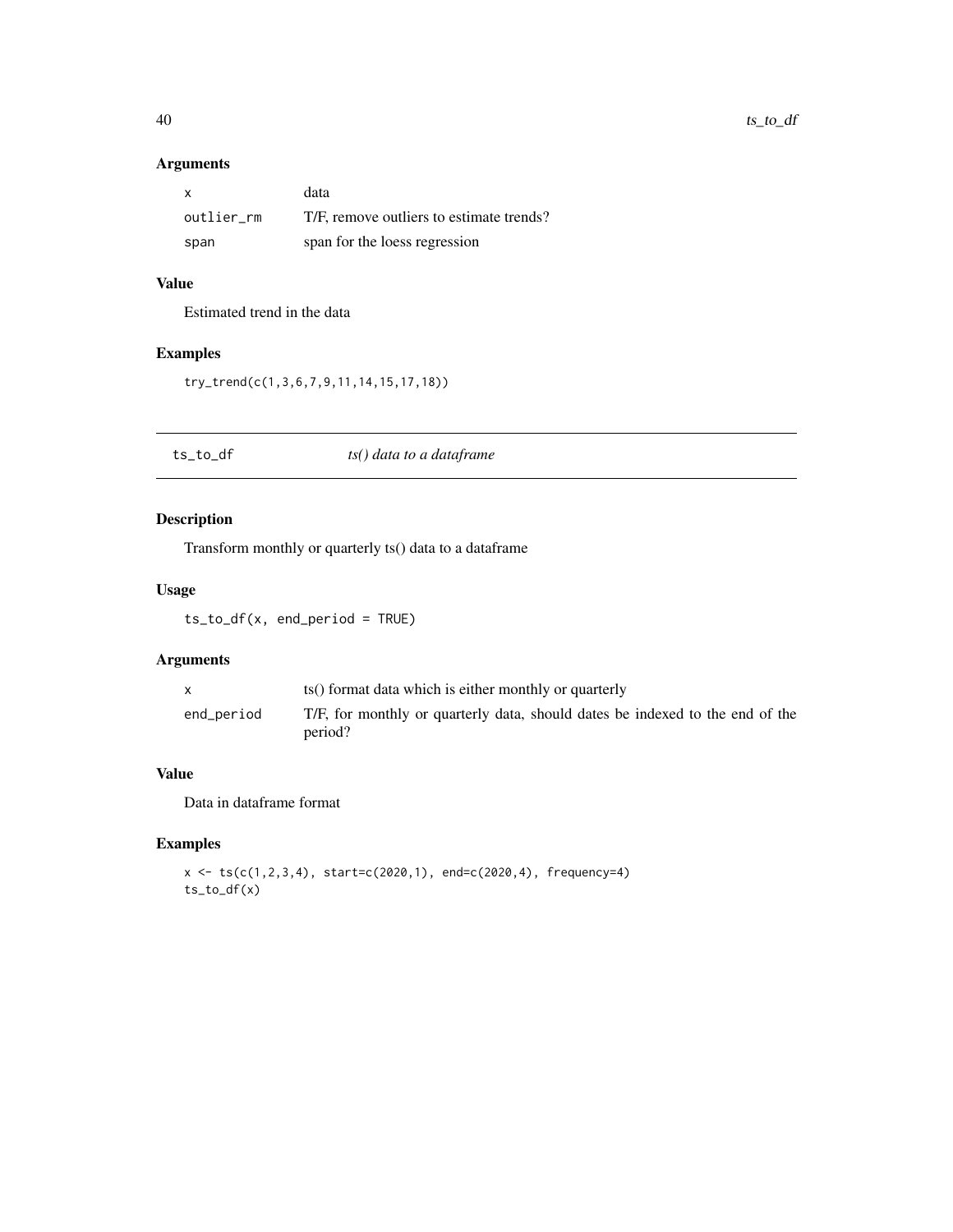## Arguments

| | |
|---|---|
| x | data |
| outlier_rm | T/F, remove outliers to estimate trends? |
| span | span for the loess regression |

## Value

Estimated trend in the data

## Examples

```
try_trend(c(1,3,6,7,9,11,14,15,17,18))
```

---

# ts_to_df &nbsp;&nbsp;&nbsp; *ts() data to a dataframe*

---

## Description

Transform monthly or quarterly ts() data to a dataframe

## Usage

```
ts_to_df(x, end_period = TRUE)
```

## Arguments

| | |
|---|---|
| x | ts() format data which is either monthly or quarterly |
| end_period | T/F, for monthly or quarterly data, should dates be indexed to the end of the period? |

## Value

Data in dataframe format

## Examples

```
x <- ts(c(1,2,3,4), start=c(2020,1), end=c(2020,4), frequency=4)
ts_to_df(x)
```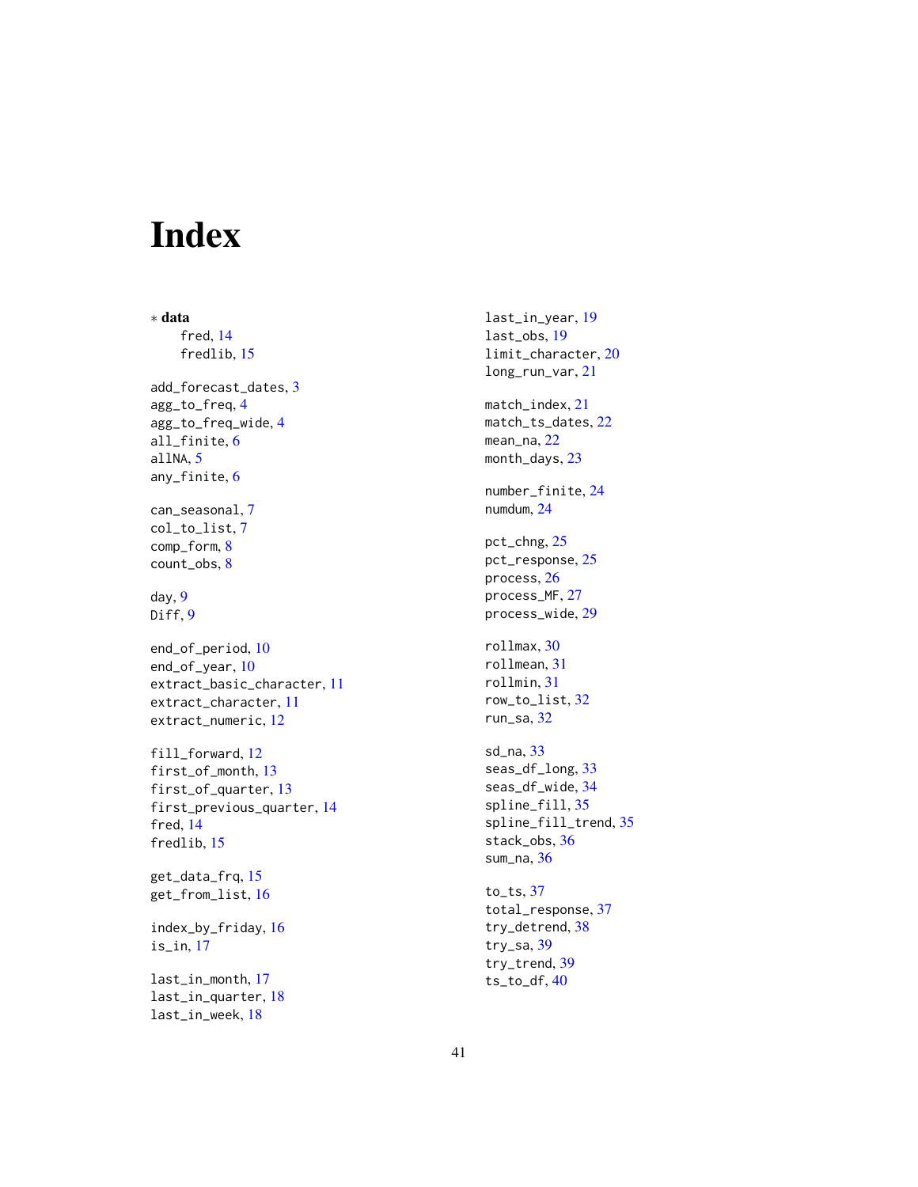# Index

∗ **data**
- fred, 14
- fredlib, 15

add_forecast_dates, 3
agg_to_freq, 4
agg_to_freq_wide, 4
all_finite, 6
allNA, 5
any_finite, 6

can_seasonal, 7
col_to_list, 7
comp_form, 8
count_obs, 8

day, 9
Diff, 9

end_of_period, 10
end_of_year, 10
extract_basic_character, 11
extract_character, 11
extract_numeric, 12

fill_forward, 12
first_of_month, 13
first_of_quarter, 13
first_previous_quarter, 14
fred, 14
fredlib, 15

get_data_frq, 15
get_from_list, 16

index_by_friday, 16
is_in, 17

last_in_month, 17
last_in_quarter, 18
last_in_week, 18
last_in_year, 19
last_obs, 19
limit_character, 20
long_run_var, 21

match_index, 21
match_ts_dates, 22
mean_na, 22
month_days, 23

number_finite, 24
numdum, 24

pct_chng, 25
pct_response, 25
process, 26
process_MF, 27
process_wide, 29

rollmax, 30
rollmean, 31
rollmin, 31
row_to_list, 32
run_sa, 32

sd_na, 33
seas_df_long, 33
seas_df_wide, 34
spline_fill, 35
spline_fill_trend, 35
stack_obs, 36
sum_na, 36

to_ts, 37
total_response, 37
try_detrend, 38
try_sa, 39
try_trend, 39
ts_to_df, 40